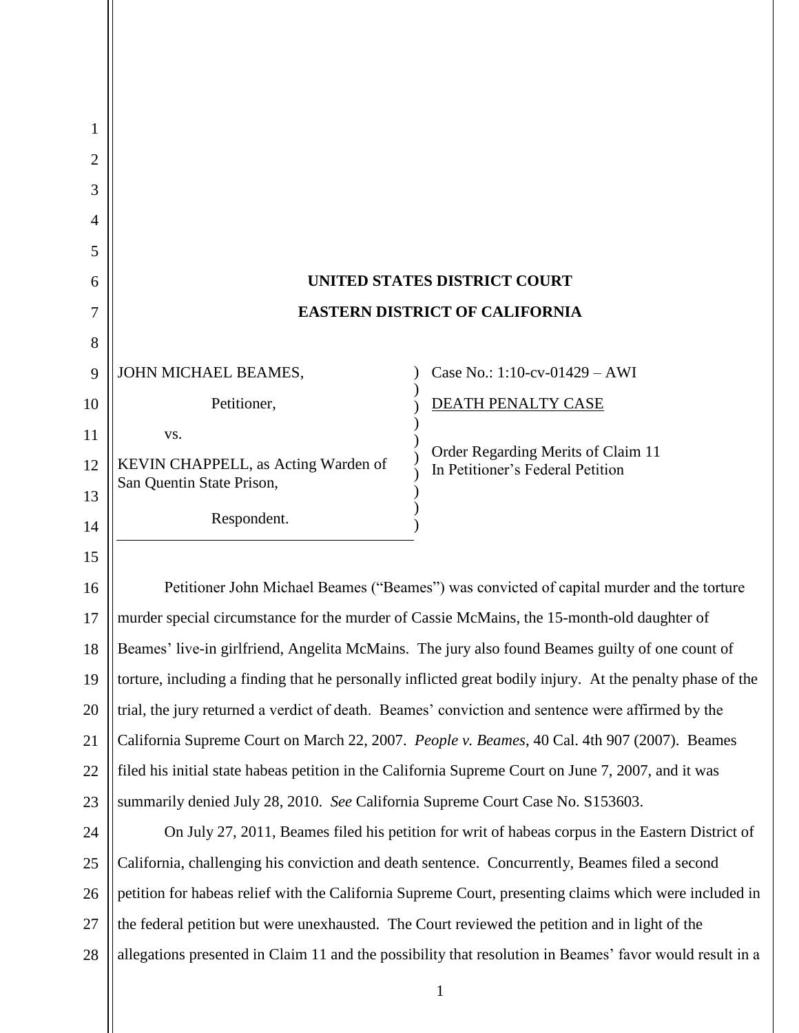**UNITED STATES DISTRICT COURT**

**EASTERN DISTRICT OF CALIFORNIA**

| | |
|---|---|
| JOHN MICHAEL BEAMES,<br><br>Petitioner,<br><br>vs.<br><br>KEVIN CHAPPELL, as Acting Warden of San Quentin State Prison,<br><br>Respondent. | Case No.: 1:10-cv-01429 – AWI<br><br>DEATH PENALTY CASE<br><br>Order Regarding Merits of Claim 11 In Petitioner's Federal Petition |

Petitioner John Michael Beames ("Beames") was convicted of capital murder and the torture murder special circumstance for the murder of Cassie McMains, the 15-month-old daughter of Beames' live-in girlfriend, Angelita McMains. The jury also found Beames guilty of one count of torture, including a finding that he personally inflicted great bodily injury. At the penalty phase of the trial, the jury returned a verdict of death. Beames' conviction and sentence were affirmed by the California Supreme Court on March 22, 2007. *People v. Beames*, 40 Cal. 4th 907 (2007). Beames filed his initial state habeas petition in the California Supreme Court on June 7, 2007, and it was summarily denied July 28, 2010. *See* California Supreme Court Case No. S153603.

On July 27, 2011, Beames filed his petition for writ of habeas corpus in the Eastern District of California, challenging his conviction and death sentence. Concurrently, Beames filed a second petition for habeas relief with the California Supreme Court, presenting claims which were included in the federal petition but were unexhausted. The Court reviewed the petition and in light of the allegations presented in Claim 11 and the possibility that resolution in Beames' favor would result in a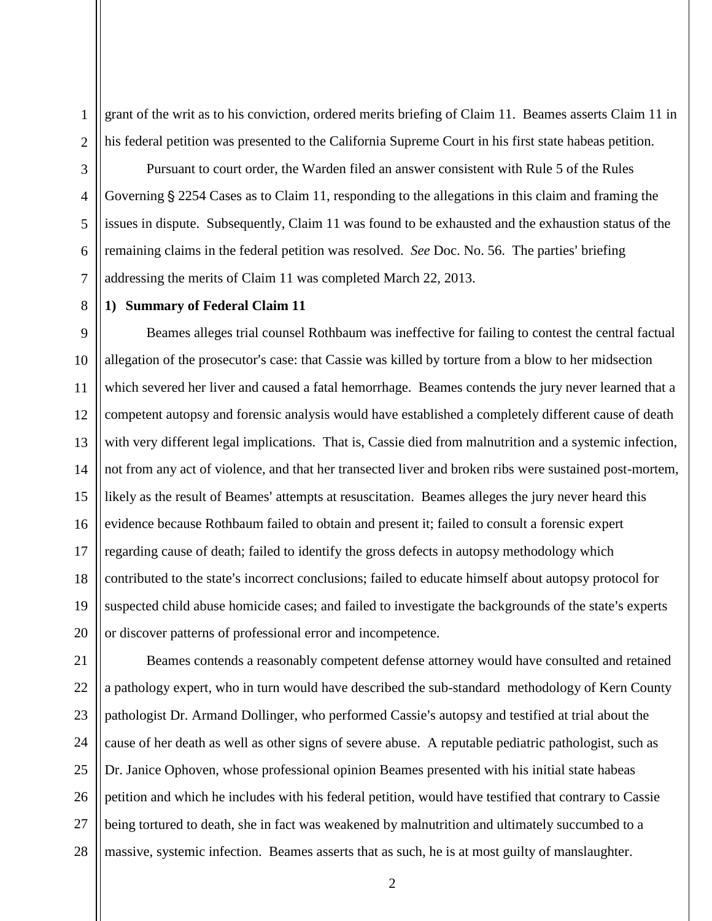grant of the writ as to his conviction, ordered merits briefing of Claim 11. Beames asserts Claim 11 in his federal petition was presented to the California Supreme Court in his first state habeas petition.

Pursuant to court order, the Warden filed an answer consistent with Rule 5 of the Rules Governing § 2254 Cases as to Claim 11, responding to the allegations in this claim and framing the issues in dispute. Subsequently, Claim 11 was found to be exhausted and the exhaustion status of the remaining claims in the federal petition was resolved. *See* Doc. No. 56. The parties' briefing addressing the merits of Claim 11 was completed March 22, 2013.

**1) Summary of Federal Claim 11**

Beames alleges trial counsel Rothbaum was ineffective for failing to contest the central factual allegation of the prosecutor's case: that Cassie was killed by torture from a blow to her midsection which severed her liver and caused a fatal hemorrhage. Beames contends the jury never learned that a competent autopsy and forensic analysis would have established a completely different cause of death with very different legal implications. That is, Cassie died from malnutrition and a systemic infection, not from any act of violence, and that her transected liver and broken ribs were sustained post-mortem, likely as the result of Beames' attempts at resuscitation. Beames alleges the jury never heard this evidence because Rothbaum failed to obtain and present it; failed to consult a forensic expert regarding cause of death; failed to identify the gross defects in autopsy methodology which contributed to the state's incorrect conclusions; failed to educate himself about autopsy protocol for suspected child abuse homicide cases; and failed to investigate the backgrounds of the state's experts or discover patterns of professional error and incompetence.

Beames contends a reasonably competent defense attorney would have consulted and retained a pathology expert, who in turn would have described the sub-standard methodology of Kern County pathologist Dr. Armand Dollinger, who performed Cassie's autopsy and testified at trial about the cause of her death as well as other signs of severe abuse. A reputable pediatric pathologist, such as Dr. Janice Ophoven, whose professional opinion Beames presented with his initial state habeas petition and which he includes with his federal petition, would have testified that contrary to Cassie being tortured to death, she in fact was weakened by malnutrition and ultimately succumbed to a massive, systemic infection. Beames asserts that as such, he is at most guilty of manslaughter.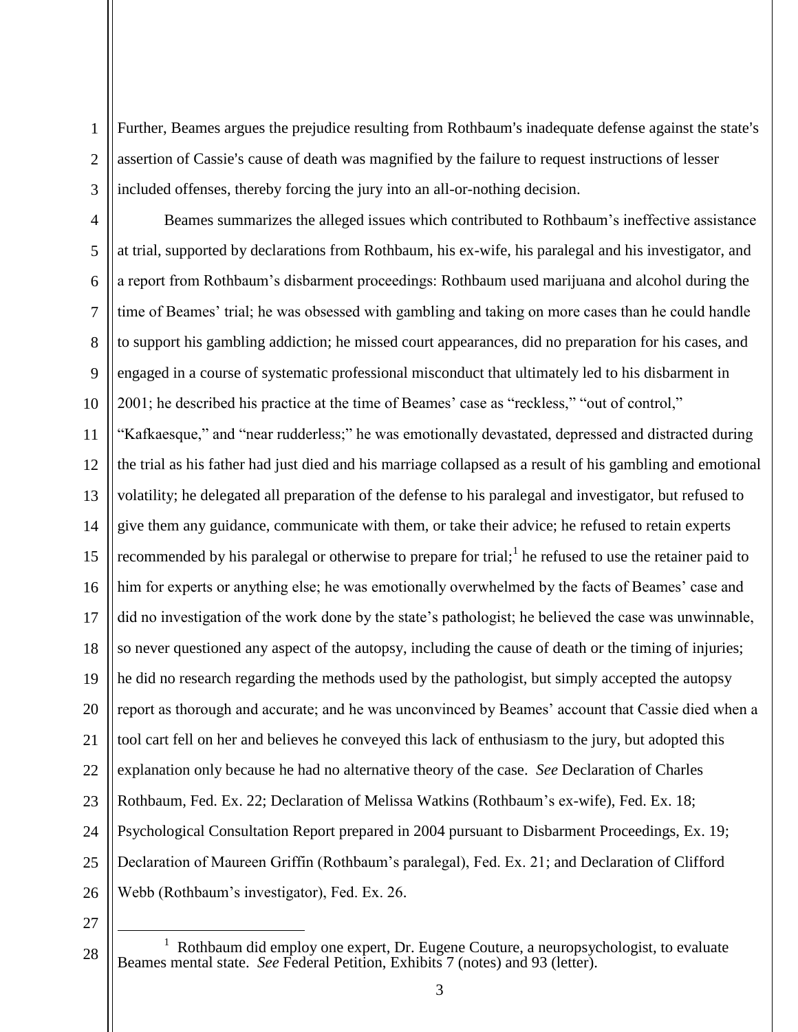Further, Beames argues the prejudice resulting from Rothbaum's inadequate defense against the state's assertion of Cassie's cause of death was magnified by the failure to request instructions of lesser included offenses, thereby forcing the jury into an all-or-nothing decision.

Beames summarizes the alleged issues which contributed to Rothbaum's ineffective assistance at trial, supported by declarations from Rothbaum, his ex-wife, his paralegal and his investigator, and a report from Rothbaum's disbarment proceedings: Rothbaum used marijuana and alcohol during the time of Beames' trial; he was obsessed with gambling and taking on more cases than he could handle to support his gambling addiction; he missed court appearances, did no preparation for his cases, and engaged in a course of systematic professional misconduct that ultimately led to his disbarment in 2001; he described his practice at the time of Beames' case as "reckless," "out of control," "Kafkaesque," and "near rudderless;" he was emotionally devastated, depressed and distracted during the trial as his father had just died and his marriage collapsed as a result of his gambling and emotional volatility; he delegated all preparation of the defense to his paralegal and investigator, but refused to give them any guidance, communicate with them, or take their advice; he refused to retain experts recommended by his paralegal or otherwise to prepare for trial;[1] he refused to use the retainer paid to him for experts or anything else; he was emotionally overwhelmed by the facts of Beames' case and did no investigation of the work done by the state's pathologist; he believed the case was unwinnable, so never questioned any aspect of the autopsy, including the cause of death or the timing of injuries; he did no research regarding the methods used by the pathologist, but simply accepted the autopsy report as thorough and accurate; and he was unconvinced by Beames' account that Cassie died when a tool cart fell on her and believes he conveyed this lack of enthusiasm to the jury, but adopted this explanation only because he had no alternative theory of the case. *See* Declaration of Charles Rothbaum, Fed. Ex. 22; Declaration of Melissa Watkins (Rothbaum's ex-wife), Fed. Ex. 18; Psychological Consultation Report prepared in 2004 pursuant to Disbarment Proceedings, Ex. 19; Declaration of Maureen Griffin (Rothbaum's paralegal), Fed. Ex. 21; and Declaration of Clifford Webb (Rothbaum's investigator), Fed. Ex. 26.

---

[1] Rothbaum did employ one expert, Dr. Eugene Couture, a neuropsychologist, to evaluate Beames mental state. *See* Federal Petition, Exhibits 7 (notes) and 93 (letter).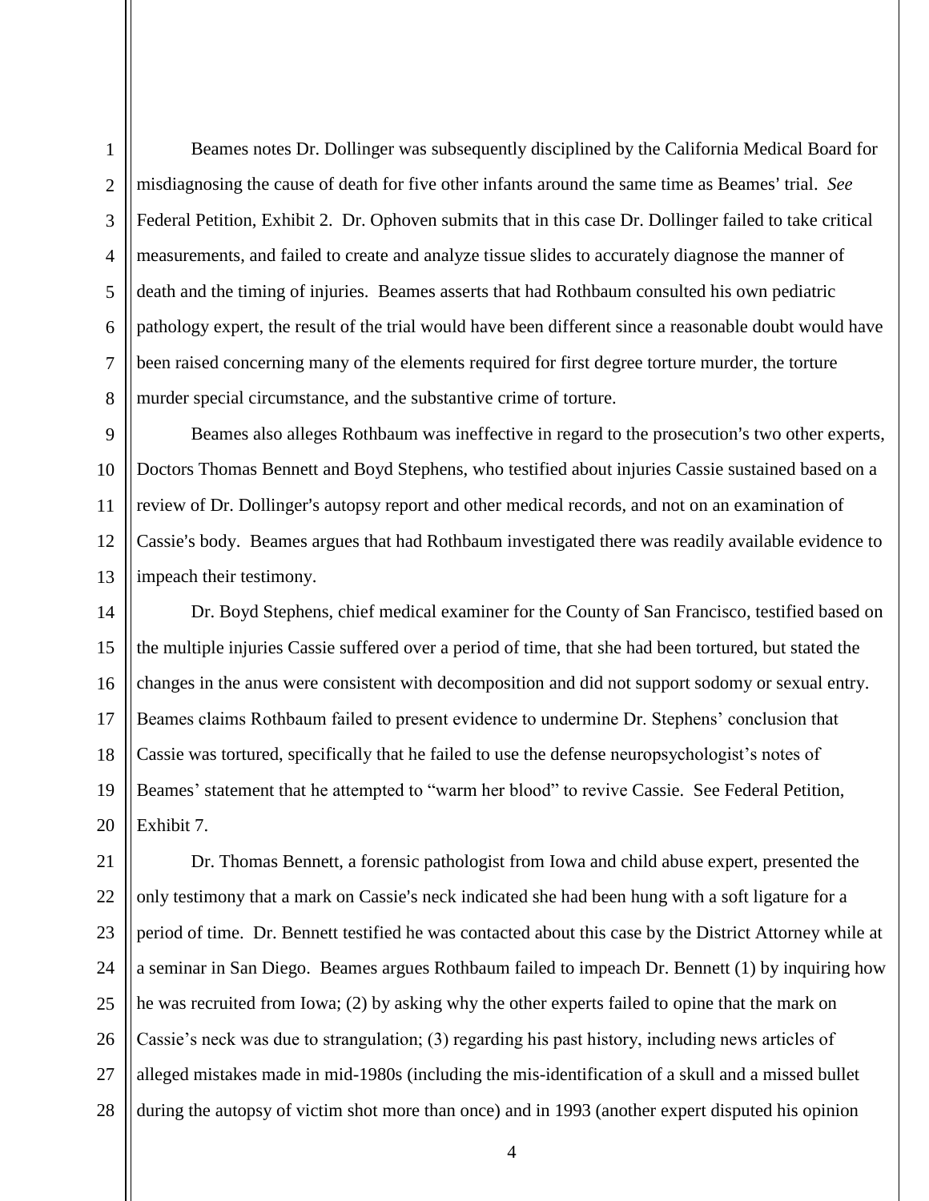Beames notes Dr. Dollinger was subsequently disciplined by the California Medical Board for misdiagnosing the cause of death for five other infants around the same time as Beames' trial. *See* Federal Petition, Exhibit 2. Dr. Ophoven submits that in this case Dr. Dollinger failed to take critical measurements, and failed to create and analyze tissue slides to accurately diagnose the manner of death and the timing of injuries. Beames asserts that had Rothbaum consulted his own pediatric pathology expert, the result of the trial would have been different since a reasonable doubt would have been raised concerning many of the elements required for first degree torture murder, the torture murder special circumstance, and the substantive crime of torture.

Beames also alleges Rothbaum was ineffective in regard to the prosecution's two other experts, Doctors Thomas Bennett and Boyd Stephens, who testified about injuries Cassie sustained based on a review of Dr. Dollinger's autopsy report and other medical records, and not on an examination of Cassie's body. Beames argues that had Rothbaum investigated there was readily available evidence to impeach their testimony.

Dr. Boyd Stephens, chief medical examiner for the County of San Francisco, testified based on the multiple injuries Cassie suffered over a period of time, that she had been tortured, but stated the changes in the anus were consistent with decomposition and did not support sodomy or sexual entry. Beames claims Rothbaum failed to present evidence to undermine Dr. Stephens' conclusion that Cassie was tortured, specifically that he failed to use the defense neuropsychologist's notes of Beames' statement that he attempted to "warm her blood" to revive Cassie. See Federal Petition, Exhibit 7.

Dr. Thomas Bennett, a forensic pathologist from Iowa and child abuse expert, presented the only testimony that a mark on Cassie's neck indicated she had been hung with a soft ligature for a period of time. Dr. Bennett testified he was contacted about this case by the District Attorney while at a seminar in San Diego. Beames argues Rothbaum failed to impeach Dr. Bennett (1) by inquiring how he was recruited from Iowa; (2) by asking why the other experts failed to opine that the mark on Cassie's neck was due to strangulation; (3) regarding his past history, including news articles of alleged mistakes made in mid-1980s (including the mis-identification of a skull and a missed bullet during the autopsy of victim shot more than once) and in 1993 (another expert disputed his opinion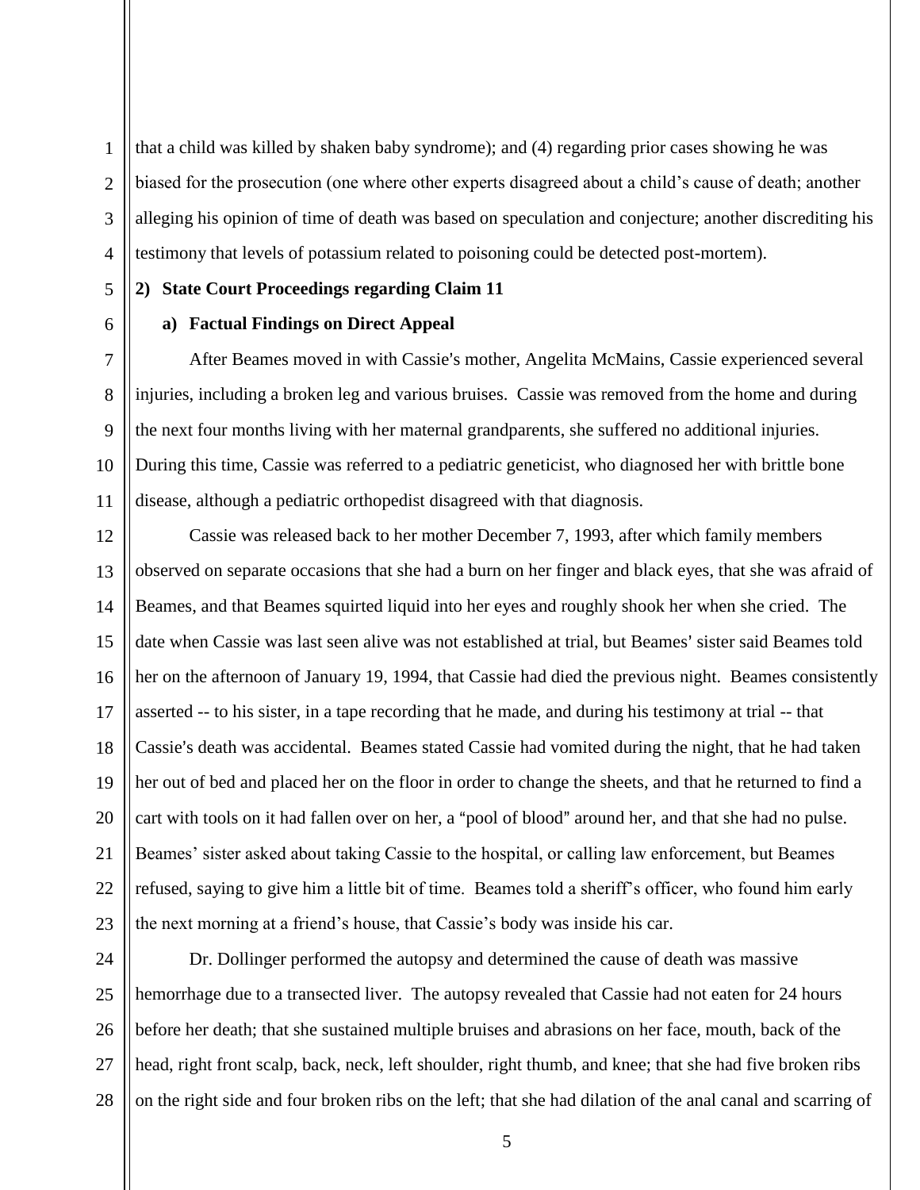that a child was killed by shaken baby syndrome); and (4) regarding prior cases showing he was biased for the prosecution (one where other experts disagreed about a child's cause of death; another alleging his opinion of time of death was based on speculation and conjecture; another discrediting his testimony that levels of potassium related to poisoning could be detected post-mortem).

**2) State Court Proceedings regarding Claim 11**

**a) Factual Findings on Direct Appeal**

After Beames moved in with Cassie's mother, Angelita McMains, Cassie experienced several injuries, including a broken leg and various bruises. Cassie was removed from the home and during the next four months living with her maternal grandparents, she suffered no additional injuries. During this time, Cassie was referred to a pediatric geneticist, who diagnosed her with brittle bone disease, although a pediatric orthopedist disagreed with that diagnosis.

Cassie was released back to her mother December 7, 1993, after which family members observed on separate occasions that she had a burn on her finger and black eyes, that she was afraid of Beames, and that Beames squirted liquid into her eyes and roughly shook her when she cried. The date when Cassie was last seen alive was not established at trial, but Beames' sister said Beames told her on the afternoon of January 19, 1994, that Cassie had died the previous night. Beames consistently asserted -- to his sister, in a tape recording that he made, and during his testimony at trial -- that Cassie's death was accidental. Beames stated Cassie had vomited during the night, that he had taken her out of bed and placed her on the floor in order to change the sheets, and that he returned to find a cart with tools on it had fallen over on her, a "pool of blood" around her, and that she had no pulse. Beames' sister asked about taking Cassie to the hospital, or calling law enforcement, but Beames refused, saying to give him a little bit of time. Beames told a sheriff's officer, who found him early the next morning at a friend's house, that Cassie's body was inside his car.

Dr. Dollinger performed the autopsy and determined the cause of death was massive hemorrhage due to a transected liver. The autopsy revealed that Cassie had not eaten for 24 hours before her death; that she sustained multiple bruises and abrasions on her face, mouth, back of the head, right front scalp, back, neck, left shoulder, right thumb, and knee; that she had five broken ribs on the right side and four broken ribs on the left; that she had dilation of the anal canal and scarring of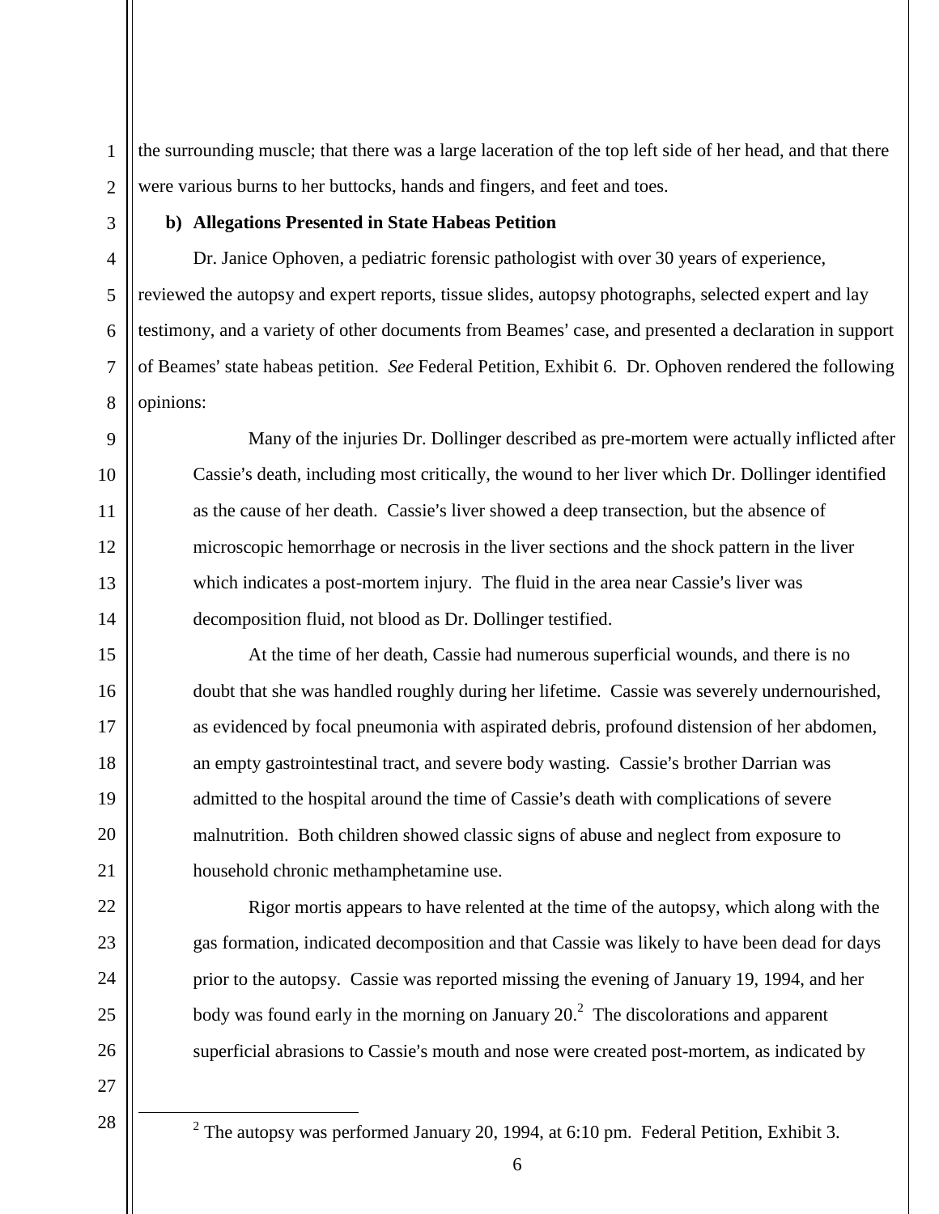the surrounding muscle; that there was a large laceration of the top left side of her head, and that there were various burns to her buttocks, hands and fingers, and feet and toes.

**b) Allegations Presented in State Habeas Petition**

Dr. Janice Ophoven, a pediatric forensic pathologist with over 30 years of experience, reviewed the autopsy and expert reports, tissue slides, autopsy photographs, selected expert and lay testimony, and a variety of other documents from Beames' case, and presented a declaration in support of Beames' state habeas petition. *See* Federal Petition, Exhibit 6. Dr. Ophoven rendered the following opinions:

> Many of the injuries Dr. Dollinger described as pre-mortem were actually inflicted after Cassie's death, including most critically, the wound to her liver which Dr. Dollinger identified as the cause of her death. Cassie's liver showed a deep transection, but the absence of microscopic hemorrhage or necrosis in the liver sections and the shock pattern in the liver which indicates a post-mortem injury. The fluid in the area near Cassie's liver was decomposition fluid, not blood as Dr. Dollinger testified.
>
> At the time of her death, Cassie had numerous superficial wounds, and there is no doubt that she was handled roughly during her lifetime. Cassie was severely undernourished, as evidenced by focal pneumonia with aspirated debris, profound distension of her abdomen, an empty gastrointestinal tract, and severe body wasting. Cassie's brother Darrian was admitted to the hospital around the time of Cassie's death with complications of severe malnutrition. Both children showed classic signs of abuse and neglect from exposure to household chronic methamphetamine use.
>
> Rigor mortis appears to have relented at the time of the autopsy, which along with the gas formation, indicated decomposition and that Cassie was likely to have been dead for days prior to the autopsy. Cassie was reported missing the evening of January 19, 1994, and her body was found early in the morning on January 20.[2] The discolorations and apparent superficial abrasions to Cassie's mouth and nose were created post-mortem, as indicated by

---

[2] The autopsy was performed January 20, 1994, at 6:10 pm. Federal Petition, Exhibit 3.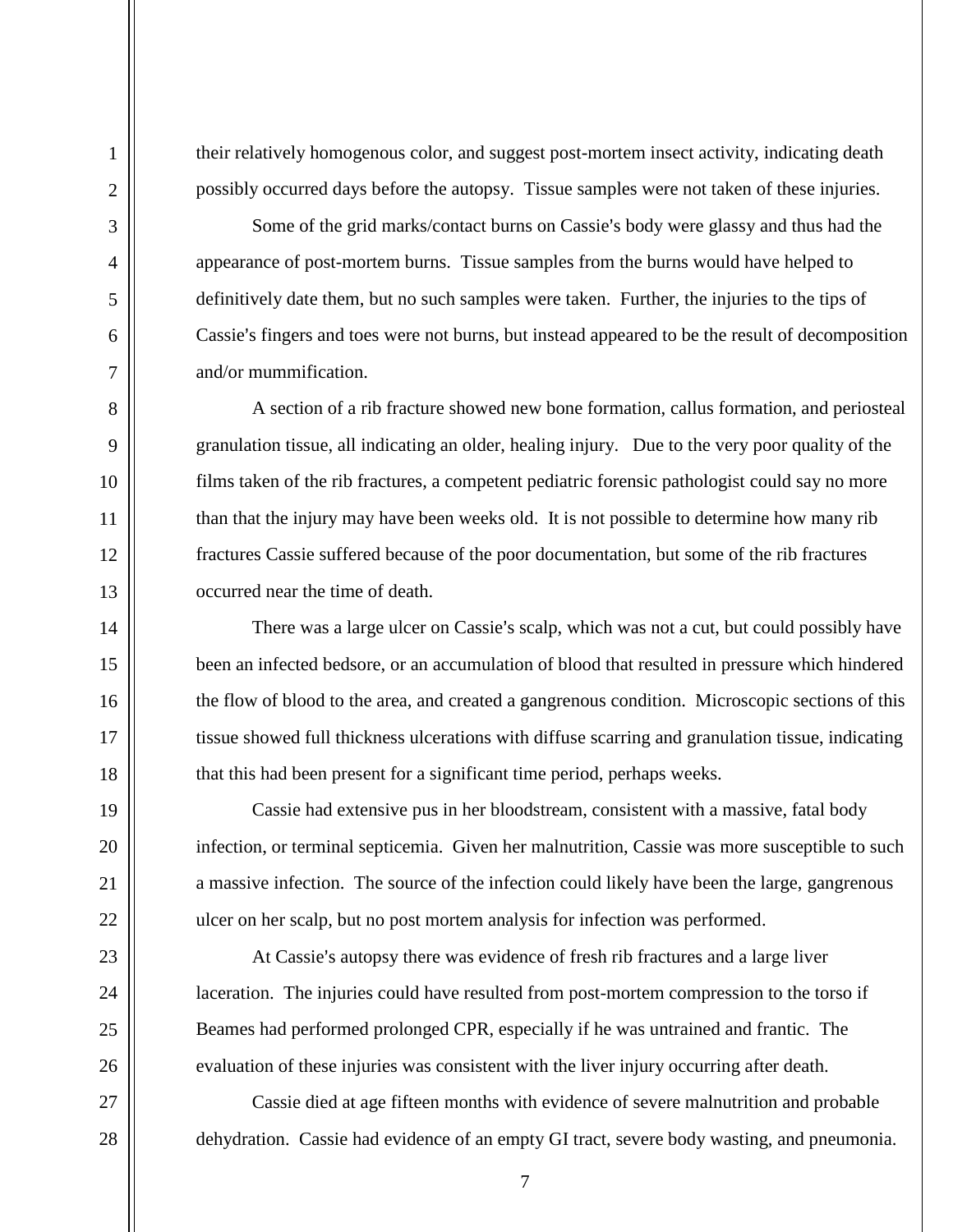their relatively homogenous color, and suggest post-mortem insect activity, indicating death possibly occurred days before the autopsy. Tissue samples were not taken of these injuries.

Some of the grid marks/contact burns on Cassie's body were glassy and thus had the appearance of post-mortem burns. Tissue samples from the burns would have helped to definitively date them, but no such samples were taken. Further, the injuries to the tips of Cassie's fingers and toes were not burns, but instead appeared to be the result of decomposition and/or mummification.

A section of a rib fracture showed new bone formation, callus formation, and periosteal granulation tissue, all indicating an older, healing injury. Due to the very poor quality of the films taken of the rib fractures, a competent pediatric forensic pathologist could say no more than that the injury may have been weeks old. It is not possible to determine how many rib fractures Cassie suffered because of the poor documentation, but some of the rib fractures occurred near the time of death.

There was a large ulcer on Cassie's scalp, which was not a cut, but could possibly have been an infected bedsore, or an accumulation of blood that resulted in pressure which hindered the flow of blood to the area, and created a gangrenous condition. Microscopic sections of this tissue showed full thickness ulcerations with diffuse scarring and granulation tissue, indicating that this had been present for a significant time period, perhaps weeks.

Cassie had extensive pus in her bloodstream, consistent with a massive, fatal body infection, or terminal septicemia. Given her malnutrition, Cassie was more susceptible to such a massive infection. The source of the infection could likely have been the large, gangrenous ulcer on her scalp, but no post mortem analysis for infection was performed.

At Cassie's autopsy there was evidence of fresh rib fractures and a large liver laceration. The injuries could have resulted from post-mortem compression to the torso if Beames had performed prolonged CPR, especially if he was untrained and frantic. The evaluation of these injuries was consistent with the liver injury occurring after death.

Cassie died at age fifteen months with evidence of severe malnutrition and probable dehydration. Cassie had evidence of an empty GI tract, severe body wasting, and pneumonia.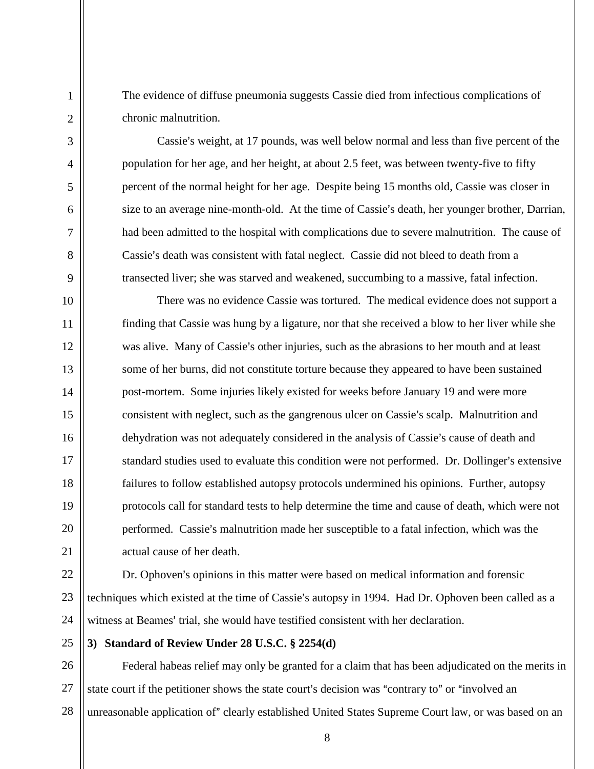> The evidence of diffuse pneumonia suggests Cassie died from infectious complications of chronic malnutrition.
>
> Cassie's weight, at 17 pounds, was well below normal and less than five percent of the population for her age, and her height, at about 2.5 feet, was between twenty-five to fifty percent of the normal height for her age. Despite being 15 months old, Cassie was closer in size to an average nine-month-old. At the time of Cassie's death, her younger brother, Darrian, had been admitted to the hospital with complications due to severe malnutrition. The cause of Cassie's death was consistent with fatal neglect. Cassie did not bleed to death from a transected liver; she was starved and weakened, succumbing to a massive, fatal infection.
>
> There was no evidence Cassie was tortured. The medical evidence does not support a finding that Cassie was hung by a ligature, nor that she received a blow to her liver while she was alive. Many of Cassie's other injuries, such as the abrasions to her mouth and at least some of her burns, did not constitute torture because they appeared to have been sustained post-mortem. Some injuries likely existed for weeks before January 19 and were more consistent with neglect, such as the gangrenous ulcer on Cassie's scalp. Malnutrition and dehydration was not adequately considered in the analysis of Cassie's cause of death and standard studies used to evaluate this condition were not performed. Dr. Dollinger's extensive failures to follow established autopsy protocols undermined his opinions. Further, autopsy protocols call for standard tests to help determine the time and cause of death, which were not performed. Cassie's malnutrition made her susceptible to a fatal infection, which was the actual cause of her death.

Dr. Ophoven's opinions in this matter were based on medical information and forensic techniques which existed at the time of Cassie's autopsy in 1994. Had Dr. Ophoven been called as a witness at Beames' trial, she would have testified consistent with her declaration.

**3) Standard of Review Under 28 U.S.C. § 2254(d)**

Federal habeas relief may only be granted for a claim that has been adjudicated on the merits in state court if the petitioner shows the state court's decision was "contrary to" or "involved an unreasonable application of" clearly established United States Supreme Court law, or was based on an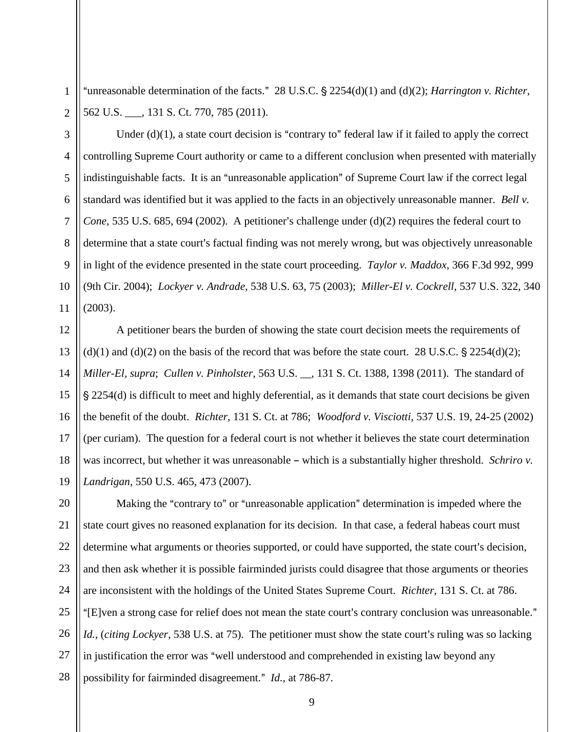"unreasonable determination of the facts." 28 U.S.C. § 2254(d)(1) and (d)(2); *Harrington v. Richter*, 562 U.S. ___, 131 S. Ct. 770, 785 (2011).

Under (d)(1), a state court decision is "contrary to" federal law if it failed to apply the correct controlling Supreme Court authority or came to a different conclusion when presented with materially indistinguishable facts. It is an "unreasonable application" of Supreme Court law if the correct legal standard was identified but it was applied to the facts in an objectively unreasonable manner. *Bell v. Cone*, 535 U.S. 685, 694 (2002). A petitioner's challenge under (d)(2) requires the federal court to determine that a state court's factual finding was not merely wrong, but was objectively unreasonable in light of the evidence presented in the state court proceeding. *Taylor v. Maddox*, 366 F.3d 992, 999 (9th Cir. 2004); *Lockyer v. Andrade*, 538 U.S. 63, 75 (2003); *Miller-El v. Cockrell*, 537 U.S. 322, 340 (2003).

A petitioner bears the burden of showing the state court decision meets the requirements of (d)(1) and (d)(2) on the basis of the record that was before the state court. 28 U.S.C. § 2254(d)(2); *Miller-El, supra*; *Cullen v. Pinholster*, 563 U.S. __, 131 S. Ct. 1388, 1398 (2011). The standard of § 2254(d) is difficult to meet and highly deferential, as it demands that state court decisions be given the benefit of the doubt. *Richter*, 131 S. Ct. at 786; *Woodford v. Visciotti*, 537 U.S. 19, 24-25 (2002) (per curiam). The question for a federal court is not whether it believes the state court determination was incorrect, but whether it was unreasonable – which is a substantially higher threshold. *Schriro v. Landrigan*, 550 U.S. 465, 473 (2007).

Making the "contrary to" or "unreasonable application" determination is impeded where the state court gives no reasoned explanation for its decision. In that case, a federal habeas court must determine what arguments or theories supported, or could have supported, the state court's decision, and then ask whether it is possible fairminded jurists could disagree that those arguments or theories are inconsistent with the holdings of the United States Supreme Court. *Richter*, 131 S. Ct. at 786. "[E]ven a strong case for relief does not mean the state court's contrary conclusion was unreasonable." *Id.*, (*citing Lockyer*, 538 U.S. at 75). The petitioner must show the state court's ruling was so lacking in justification the error was "well understood and comprehended in existing law beyond any possibility for fairminded disagreement." *Id.*, at 786-87.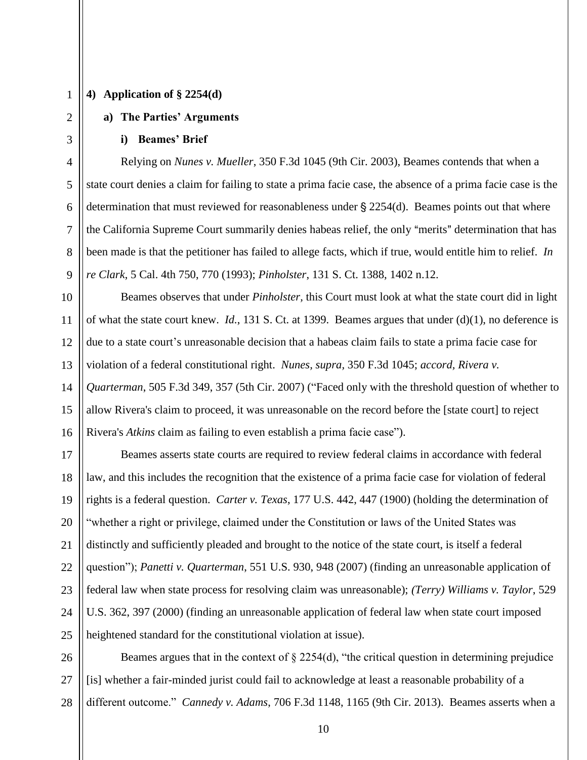**4) Application of § 2254(d)**

**a) The Parties' Arguments**

**i) Beames' Brief**

Relying on *Nunes v. Mueller*, 350 F.3d 1045 (9th Cir. 2003), Beames contends that when a state court denies a claim for failing to state a prima facie case, the absence of a prima facie case is the determination that must reviewed for reasonableness under § 2254(d). Beames points out that where the California Supreme Court summarily denies habeas relief, the only "merits" determination that has been made is that the petitioner has failed to allege facts, which if true, would entitle him to relief. *In re Clark*, 5 Cal. 4th 750, 770 (1993); *Pinholster*, 131 S. Ct. 1388, 1402 n.12.

Beames observes that under *Pinholster,* this Court must look at what the state court did in light of what the state court knew. *Id.*, 131 S. Ct. at 1399. Beames argues that under (d)(1), no deference is due to a state court's unreasonable decision that a habeas claim fails to state a prima facie case for violation of a federal constitutional right. *Nunes, supra*, 350 F.3d 1045; *accord, Rivera v. Quarterman*, 505 F.3d 349, 357 (5th Cir. 2007) ("Faced only with the threshold question of whether to allow Rivera's claim to proceed, it was unreasonable on the record before the [state court] to reject Rivera's *Atkins* claim as failing to even establish a prima facie case").

Beames asserts state courts are required to review federal claims in accordance with federal law, and this includes the recognition that the existence of a prima facie case for violation of federal rights is a federal question. *Carter v. Texas*, 177 U.S. 442, 447 (1900) (holding the determination of "whether a right or privilege, claimed under the Constitution or laws of the United States was distinctly and sufficiently pleaded and brought to the notice of the state court, is itself a federal question"); *Panetti v. Quarterman*, 551 U.S. 930, 948 (2007) (finding an unreasonable application of federal law when state process for resolving claim was unreasonable); *(Terry) Williams v. Taylor*, 529 U.S. 362, 397 (2000) (finding an unreasonable application of federal law when state court imposed heightened standard for the constitutional violation at issue).

Beames argues that in the context of § 2254(d), "the critical question in determining prejudice [is] whether a fair-minded jurist could fail to acknowledge at least a reasonable probability of a different outcome." *Cannedy v. Adams*, 706 F.3d 1148, 1165 (9th Cir. 2013). Beames asserts when a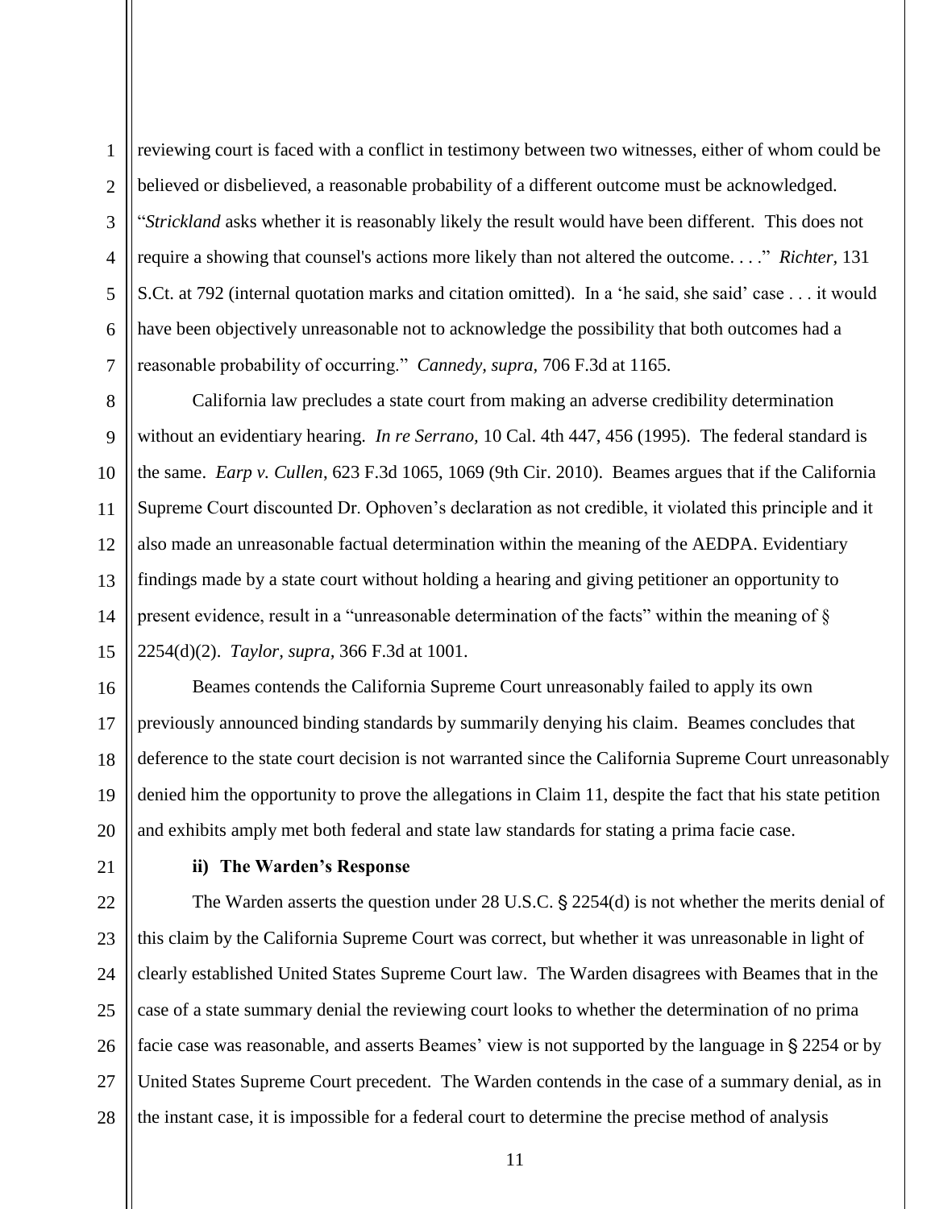reviewing court is faced with a conflict in testimony between two witnesses, either of whom could be believed or disbelieved, a reasonable probability of a different outcome must be acknowledged. "*Strickland* asks whether it is reasonably likely the result would have been different. This does not require a showing that counsel's actions more likely than not altered the outcome. . . ." *Richter,* 131 S.Ct. at 792 (internal quotation marks and citation omitted). In a 'he said, she said' case . . . it would have been objectively unreasonable not to acknowledge the possibility that both outcomes had a reasonable probability of occurring." *Cannedy, supra,* 706 F.3d at 1165.

California law precludes a state court from making an adverse credibility determination without an evidentiary hearing. *In re Serrano*, 10 Cal. 4th 447, 456 (1995). The federal standard is the same. *Earp v. Cullen*, 623 F.3d 1065, 1069 (9th Cir. 2010). Beames argues that if the California Supreme Court discounted Dr. Ophoven's declaration as not credible, it violated this principle and it also made an unreasonable factual determination within the meaning of the AEDPA. Evidentiary findings made by a state court without holding a hearing and giving petitioner an opportunity to present evidence, result in a "unreasonable determination of the facts" within the meaning of § 2254(d)(2). *Taylor, supra,* 366 F.3d at 1001.

Beames contends the California Supreme Court unreasonably failed to apply its own previously announced binding standards by summarily denying his claim. Beames concludes that deference to the state court decision is not warranted since the California Supreme Court unreasonably denied him the opportunity to prove the allegations in Claim 11, despite the fact that his state petition and exhibits amply met both federal and state law standards for stating a prima facie case.

**ii) The Warden's Response**

The Warden asserts the question under 28 U.S.C. § 2254(d) is not whether the merits denial of this claim by the California Supreme Court was correct, but whether it was unreasonable in light of clearly established United States Supreme Court law. The Warden disagrees with Beames that in the case of a state summary denial the reviewing court looks to whether the determination of no prima facie case was reasonable, and asserts Beames' view is not supported by the language in § 2254 or by United States Supreme Court precedent. The Warden contends in the case of a summary denial, as in the instant case, it is impossible for a federal court to determine the precise method of analysis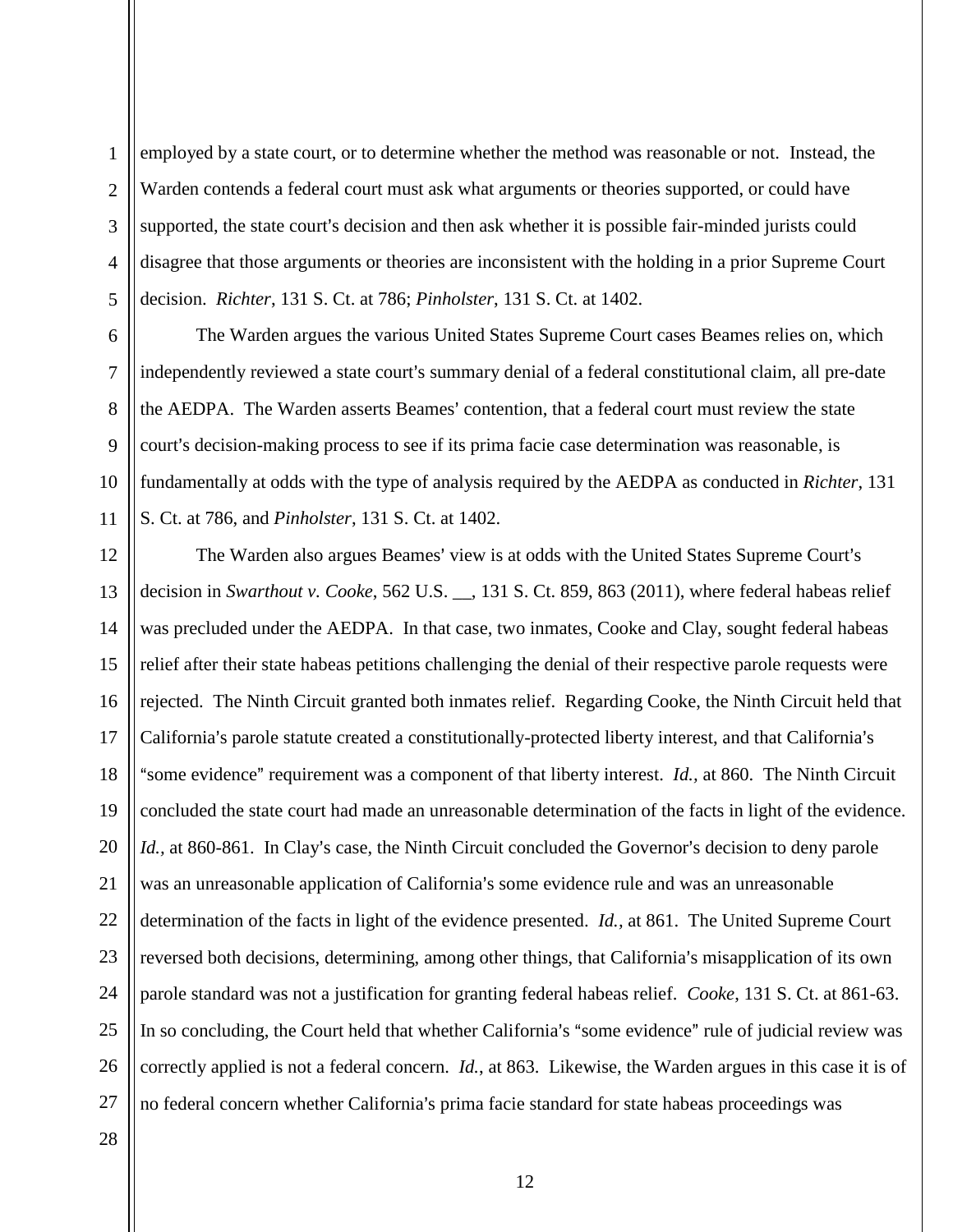employed by a state court, or to determine whether the method was reasonable or not. Instead, the Warden contends a federal court must ask what arguments or theories supported, or could have supported, the state court's decision and then ask whether it is possible fair-minded jurists could disagree that those arguments or theories are inconsistent with the holding in a prior Supreme Court decision. *Richter*, 131 S. Ct. at 786; *Pinholster*, 131 S. Ct. at 1402.

The Warden argues the various United States Supreme Court cases Beames relies on, which independently reviewed a state court's summary denial of a federal constitutional claim, all pre-date the AEDPA. The Warden asserts Beames' contention, that a federal court must review the state court's decision-making process to see if its prima facie case determination was reasonable, is fundamentally at odds with the type of analysis required by the AEDPA as conducted in *Richter*, 131 S. Ct. at 786, and *Pinholster*, 131 S. Ct. at 1402.

The Warden also argues Beames' view is at odds with the United States Supreme Court's decision in *Swarthout v. Cooke*, 562 U.S. __, 131 S. Ct. 859, 863 (2011), where federal habeas relief was precluded under the AEDPA. In that case, two inmates, Cooke and Clay, sought federal habeas relief after their state habeas petitions challenging the denial of their respective parole requests were rejected. The Ninth Circuit granted both inmates relief. Regarding Cooke, the Ninth Circuit held that California's parole statute created a constitutionally-protected liberty interest, and that California's "some evidence" requirement was a component of that liberty interest. *Id.*, at 860. The Ninth Circuit concluded the state court had made an unreasonable determination of the facts in light of the evidence. *Id.*, at 860-861. In Clay's case, the Ninth Circuit concluded the Governor's decision to deny parole was an unreasonable application of California's some evidence rule and was an unreasonable determination of the facts in light of the evidence presented. *Id.*, at 861. The United Supreme Court reversed both decisions, determining, among other things, that California's misapplication of its own parole standard was not a justification for granting federal habeas relief. *Cooke*, 131 S. Ct. at 861-63. In so concluding, the Court held that whether California's "some evidence" rule of judicial review was correctly applied is not a federal concern. *Id.*, at 863. Likewise, the Warden argues in this case it is of no federal concern whether California's prima facie standard for state habeas proceedings was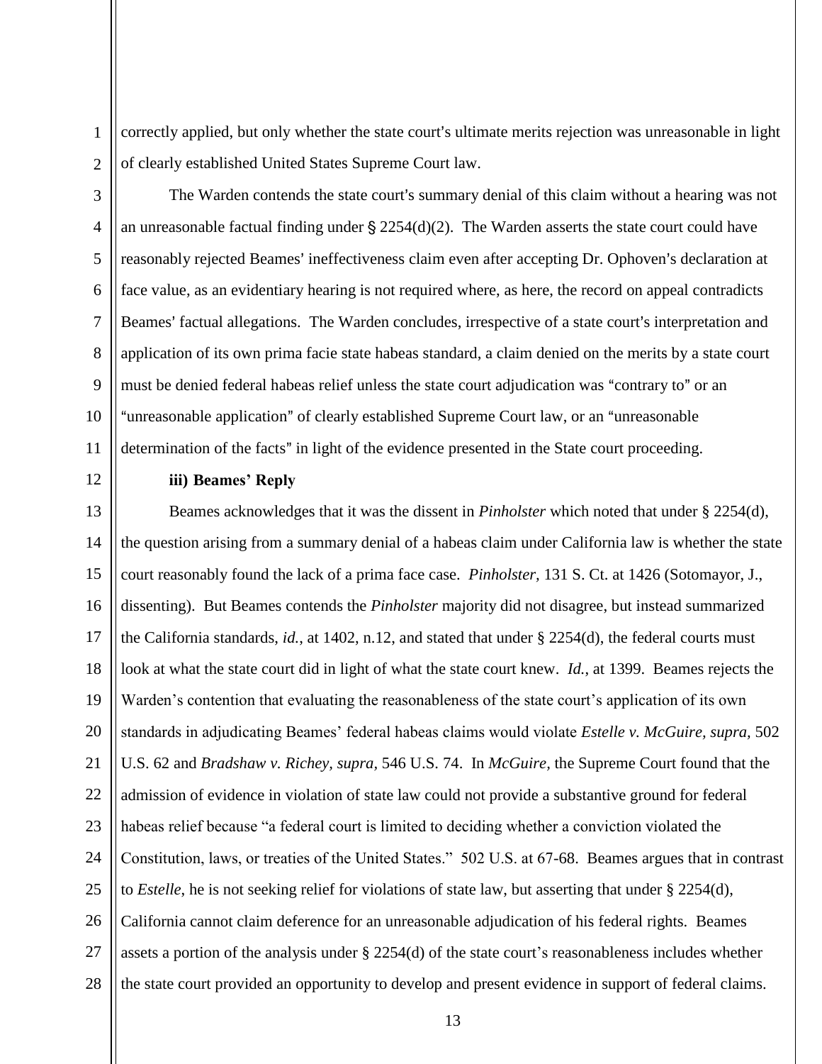correctly applied, but only whether the state court's ultimate merits rejection was unreasonable in light of clearly established United States Supreme Court law.

The Warden contends the state court's summary denial of this claim without a hearing was not an unreasonable factual finding under § 2254(d)(2). The Warden asserts the state court could have reasonably rejected Beames' ineffectiveness claim even after accepting Dr. Ophoven's declaration at face value, as an evidentiary hearing is not required where, as here, the record on appeal contradicts Beames' factual allegations. The Warden concludes, irrespective of a state court's interpretation and application of its own prima facie state habeas standard, a claim denied on the merits by a state court must be denied federal habeas relief unless the state court adjudication was "contrary to" or an "unreasonable application" of clearly established Supreme Court law, or an "unreasonable determination of the facts" in light of the evidence presented in the State court proceeding.

**iii) Beames' Reply**

Beames acknowledges that it was the dissent in *Pinholster* which noted that under § 2254(d), the question arising from a summary denial of a habeas claim under California law is whether the state court reasonably found the lack of a prima face case. *Pinholster,* 131 S. Ct. at 1426 (Sotomayor, J., dissenting). But Beames contends the *Pinholster* majority did not disagree, but instead summarized the California standards, *id.*, at 1402, n.12, and stated that under § 2254(d), the federal courts must look at what the state court did in light of what the state court knew. *Id.*, at 1399. Beames rejects the Warden's contention that evaluating the reasonableness of the state court's application of its own standards in adjudicating Beames' federal habeas claims would violate *Estelle v. McGuire, supra,* 502 U.S. 62 and *Bradshaw v. Richey, supra,* 546 U.S. 74. In *McGuire,* the Supreme Court found that the admission of evidence in violation of state law could not provide a substantive ground for federal habeas relief because "a federal court is limited to deciding whether a conviction violated the Constitution, laws, or treaties of the United States." 502 U.S. at 67-68. Beames argues that in contrast to *Estelle*, he is not seeking relief for violations of state law, but asserting that under § 2254(d), California cannot claim deference for an unreasonable adjudication of his federal rights. Beames assets a portion of the analysis under § 2254(d) of the state court's reasonableness includes whether the state court provided an opportunity to develop and present evidence in support of federal claims.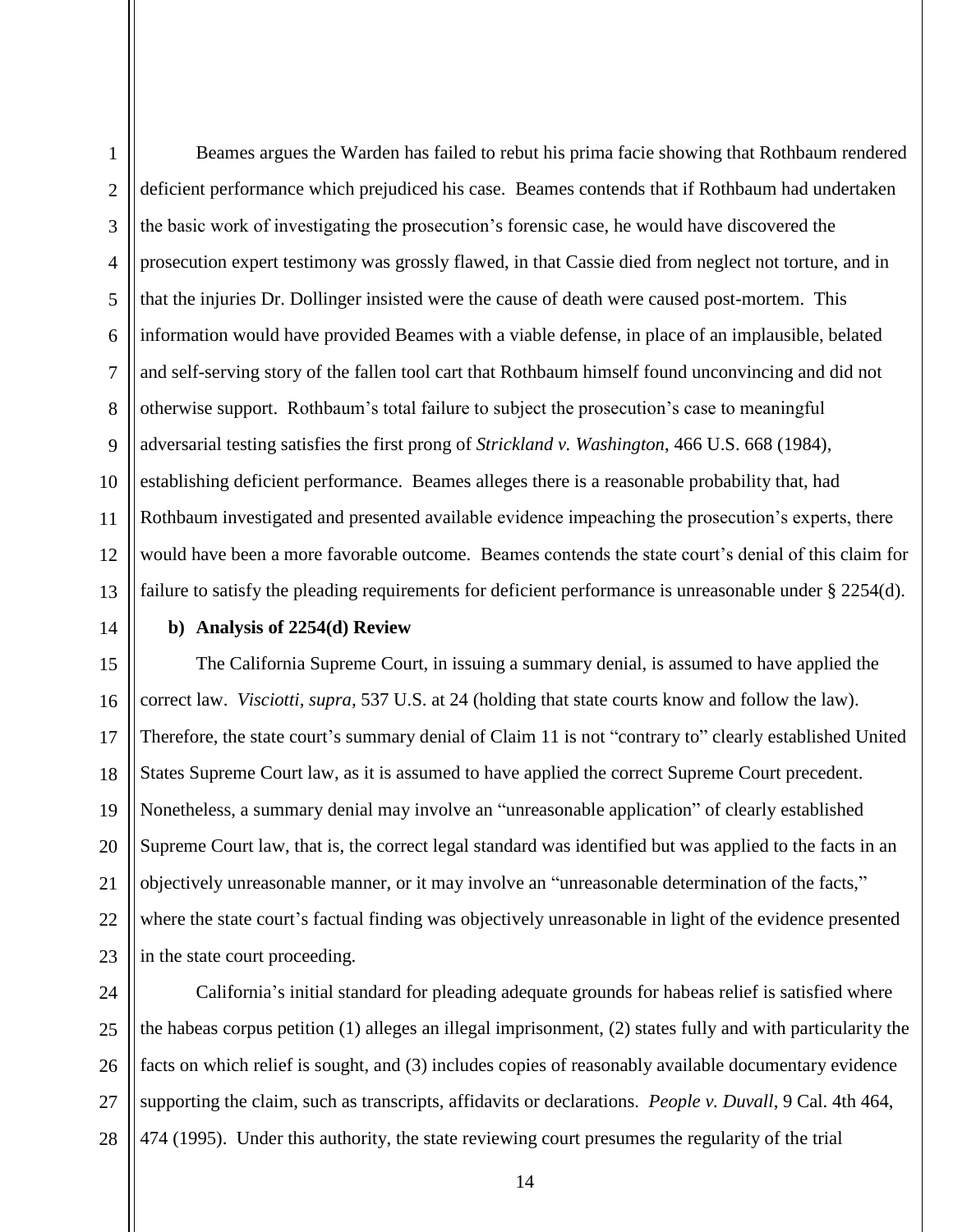Beames argues the Warden has failed to rebut his prima facie showing that Rothbaum rendered deficient performance which prejudiced his case. Beames contends that if Rothbaum had undertaken the basic work of investigating the prosecution's forensic case, he would have discovered the prosecution expert testimony was grossly flawed, in that Cassie died from neglect not torture, and in that the injuries Dr. Dollinger insisted were the cause of death were caused post-mortem. This information would have provided Beames with a viable defense, in place of an implausible, belated and self-serving story of the fallen tool cart that Rothbaum himself found unconvincing and did not otherwise support. Rothbaum's total failure to subject the prosecution's case to meaningful adversarial testing satisfies the first prong of *Strickland v. Washington*, 466 U.S. 668 (1984), establishing deficient performance. Beames alleges there is a reasonable probability that, had Rothbaum investigated and presented available evidence impeaching the prosecution's experts, there would have been a more favorable outcome. Beames contends the state court's denial of this claim for failure to satisfy the pleading requirements for deficient performance is unreasonable under § 2254(d).

**b) Analysis of 2254(d) Review**

The California Supreme Court, in issuing a summary denial, is assumed to have applied the correct law. *Visciotti, supra,* 537 U.S. at 24 (holding that state courts know and follow the law). Therefore, the state court's summary denial of Claim 11 is not "contrary to" clearly established United States Supreme Court law, as it is assumed to have applied the correct Supreme Court precedent. Nonetheless, a summary denial may involve an "unreasonable application" of clearly established Supreme Court law, that is, the correct legal standard was identified but was applied to the facts in an objectively unreasonable manner, or it may involve an "unreasonable determination of the facts," where the state court's factual finding was objectively unreasonable in light of the evidence presented in the state court proceeding.

California's initial standard for pleading adequate grounds for habeas relief is satisfied where the habeas corpus petition (1) alleges an illegal imprisonment, (2) states fully and with particularity the facts on which relief is sought, and (3) includes copies of reasonably available documentary evidence supporting the claim, such as transcripts, affidavits or declarations. *People v. Duvall*, 9 Cal. 4th 464, 474 (1995). Under this authority, the state reviewing court presumes the regularity of the trial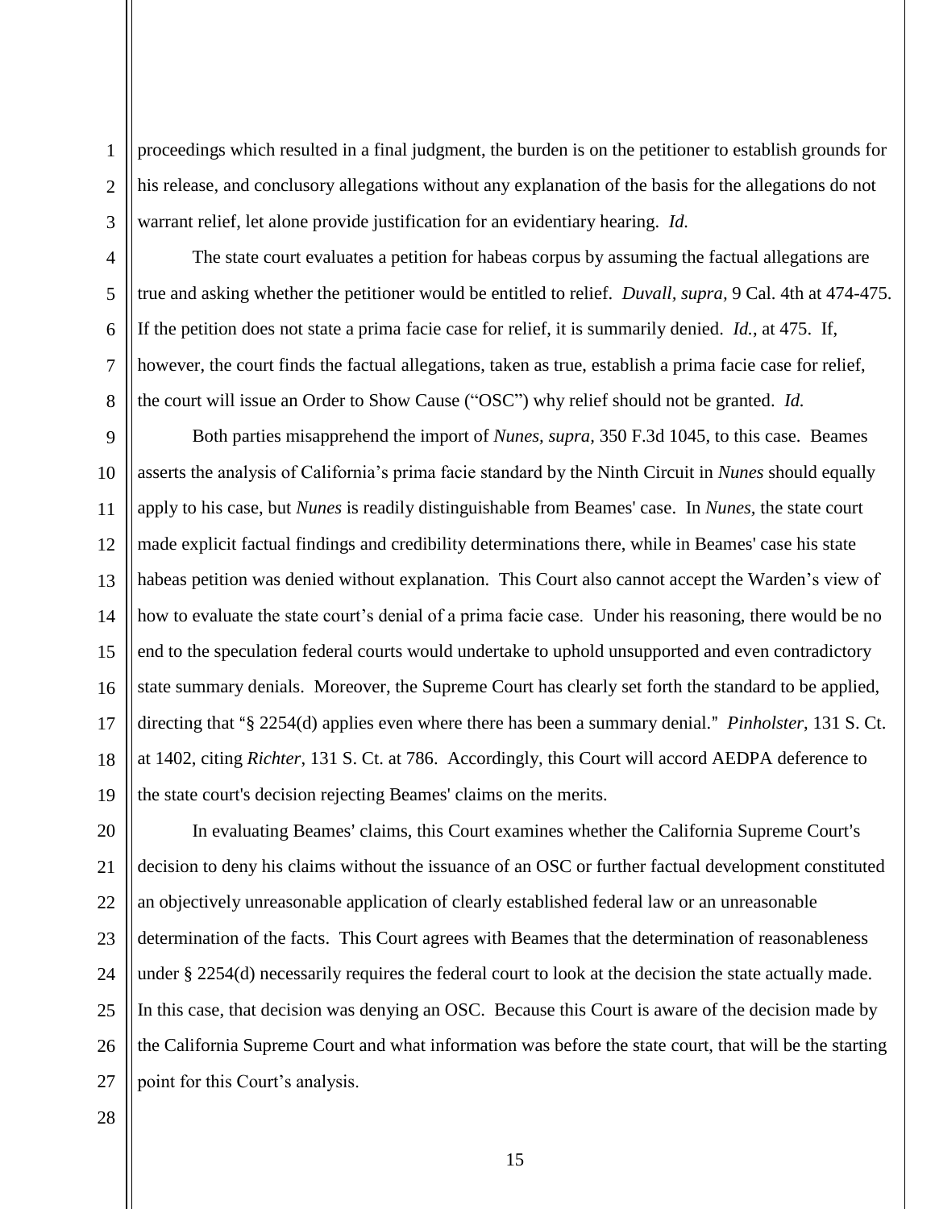proceedings which resulted in a final judgment, the burden is on the petitioner to establish grounds for his release, and conclusory allegations without any explanation of the basis for the allegations do not warrant relief, let alone provide justification for an evidentiary hearing. *Id.*

The state court evaluates a petition for habeas corpus by assuming the factual allegations are true and asking whether the petitioner would be entitled to relief. *Duvall*, *supra*, 9 Cal. 4th at 474-475. If the petition does not state a prima facie case for relief, it is summarily denied. *Id.*, at 475. If, however, the court finds the factual allegations, taken as true, establish a prima facie case for relief, the court will issue an Order to Show Cause ("OSC") why relief should not be granted. *Id.*

Both parties misapprehend the import of *Nunes, supra,* 350 F.3d 1045, to this case. Beames asserts the analysis of California's prima facie standard by the Ninth Circuit in *Nunes* should equally apply to his case, but *Nunes* is readily distinguishable from Beames' case. In *Nunes*, the state court made explicit factual findings and credibility determinations there, while in Beames' case his state habeas petition was denied without explanation. This Court also cannot accept the Warden's view of how to evaluate the state court's denial of a prima facie case. Under his reasoning, there would be no end to the speculation federal courts would undertake to uphold unsupported and even contradictory state summary denials. Moreover, the Supreme Court has clearly set forth the standard to be applied, directing that "§ 2254(d) applies even where there has been a summary denial." *Pinholster*, 131 S. Ct. at 1402, citing *Richter*, 131 S. Ct. at 786. Accordingly, this Court will accord AEDPA deference to the state court's decision rejecting Beames' claims on the merits.

In evaluating Beames' claims, this Court examines whether the California Supreme Court's decision to deny his claims without the issuance of an OSC or further factual development constituted an objectively unreasonable application of clearly established federal law or an unreasonable determination of the facts. This Court agrees with Beames that the determination of reasonableness under § 2254(d) necessarily requires the federal court to look at the decision the state actually made. In this case, that decision was denying an OSC. Because this Court is aware of the decision made by the California Supreme Court and what information was before the state court, that will be the starting point for this Court's analysis.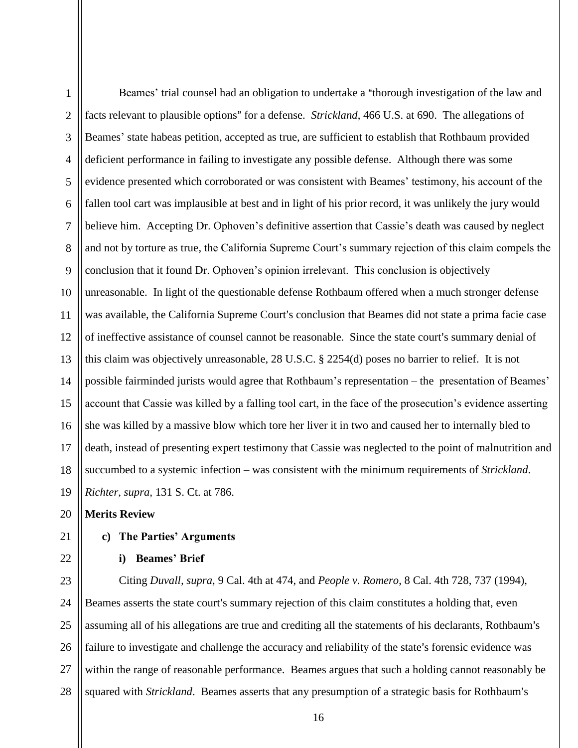Beames' trial counsel had an obligation to undertake a "thorough investigation of the law and facts relevant to plausible options" for a defense. *Strickland*, 466 U.S. at 690. The allegations of Beames' state habeas petition, accepted as true, are sufficient to establish that Rothbaum provided deficient performance in failing to investigate any possible defense. Although there was some evidence presented which corroborated or was consistent with Beames' testimony, his account of the fallen tool cart was implausible at best and in light of his prior record, it was unlikely the jury would believe him. Accepting Dr. Ophoven's definitive assertion that Cassie's death was caused by neglect and not by torture as true, the California Supreme Court's summary rejection of this claim compels the conclusion that it found Dr. Ophoven's opinion irrelevant. This conclusion is objectively unreasonable. In light of the questionable defense Rothbaum offered when a much stronger defense was available, the California Supreme Court's conclusion that Beames did not state a prima facie case of ineffective assistance of counsel cannot be reasonable. Since the state court's summary denial of this claim was objectively unreasonable, 28 U.S.C. § 2254(d) poses no barrier to relief. It is not possible fairminded jurists would agree that Rothbaum's representation – the presentation of Beames' account that Cassie was killed by a falling tool cart, in the face of the prosecution's evidence asserting she was killed by a massive blow which tore her liver it in two and caused her to internally bled to death, instead of presenting expert testimony that Cassie was neglected to the point of malnutrition and succumbed to a systemic infection – was consistent with the minimum requirements of *Strickland*. *Richter, supra,* 131 S. Ct. at 786.

**Merits Review**

**c) The Parties' Arguments**

**i) Beames' Brief**

Citing *Duvall, supra*, 9 Cal. 4th at 474, and *People v. Romero*, 8 Cal. 4th 728, 737 (1994), Beames asserts the state court's summary rejection of this claim constitutes a holding that, even assuming all of his allegations are true and crediting all the statements of his declarants, Rothbaum's failure to investigate and challenge the accuracy and reliability of the state's forensic evidence was within the range of reasonable performance. Beames argues that such a holding cannot reasonably be squared with *Strickland*. Beames asserts that any presumption of a strategic basis for Rothbaum's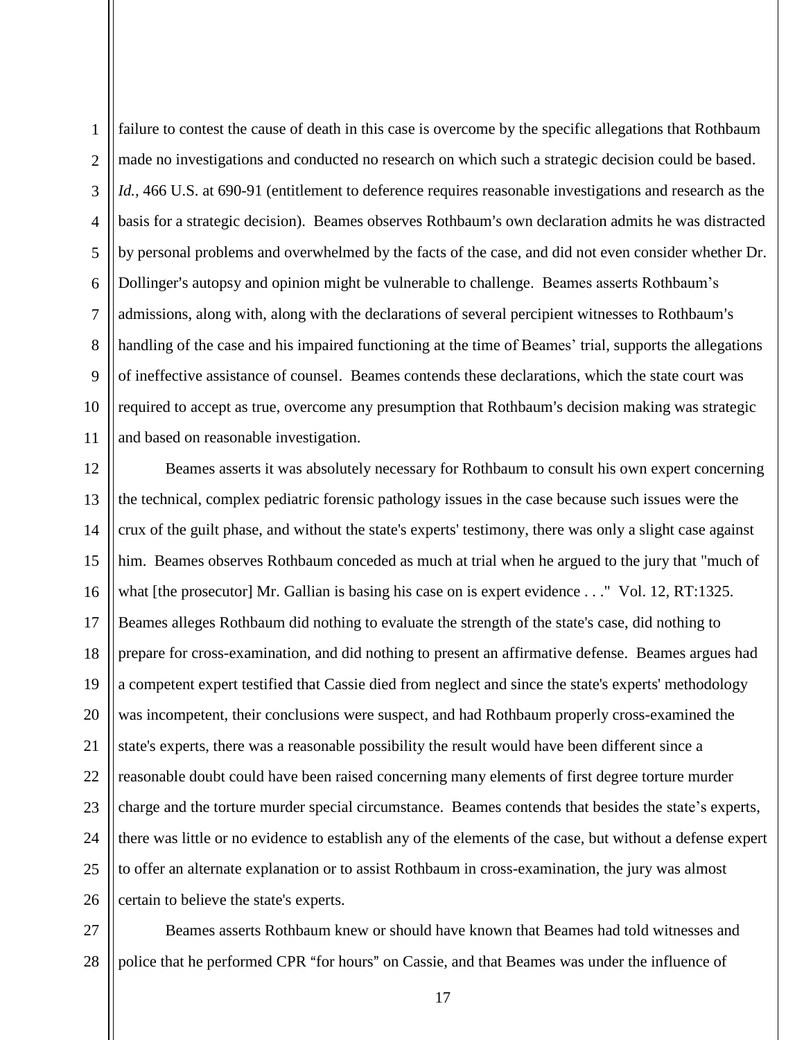failure to contest the cause of death in this case is overcome by the specific allegations that Rothbaum made no investigations and conducted no research on which such a strategic decision could be based. *Id.,* 466 U.S. at 690-91 (entitlement to deference requires reasonable investigations and research as the basis for a strategic decision). Beames observes Rothbaum's own declaration admits he was distracted by personal problems and overwhelmed by the facts of the case, and did not even consider whether Dr. Dollinger's autopsy and opinion might be vulnerable to challenge. Beames asserts Rothbaum's admissions, along with, along with the declarations of several percipient witnesses to Rothbaum's handling of the case and his impaired functioning at the time of Beames' trial, supports the allegations of ineffective assistance of counsel. Beames contends these declarations, which the state court was required to accept as true, overcome any presumption that Rothbaum's decision making was strategic and based on reasonable investigation.

Beames asserts it was absolutely necessary for Rothbaum to consult his own expert concerning the technical, complex pediatric forensic pathology issues in the case because such issues were the crux of the guilt phase, and without the state's experts' testimony, there was only a slight case against him. Beames observes Rothbaum conceded as much at trial when he argued to the jury that "much of what [the prosecutor] Mr. Gallian is basing his case on is expert evidence . . ." Vol. 12, RT:1325. Beames alleges Rothbaum did nothing to evaluate the strength of the state's case, did nothing to prepare for cross-examination, and did nothing to present an affirmative defense. Beames argues had a competent expert testified that Cassie died from neglect and since the state's experts' methodology was incompetent, their conclusions were suspect, and had Rothbaum properly cross-examined the state's experts, there was a reasonable possibility the result would have been different since a reasonable doubt could have been raised concerning many elements of first degree torture murder charge and the torture murder special circumstance. Beames contends that besides the state's experts, there was little or no evidence to establish any of the elements of the case, but without a defense expert to offer an alternate explanation or to assist Rothbaum in cross-examination, the jury was almost certain to believe the state's experts.

Beames asserts Rothbaum knew or should have known that Beames had told witnesses and police that he performed CPR "for hours" on Cassie, and that Beames was under the influence of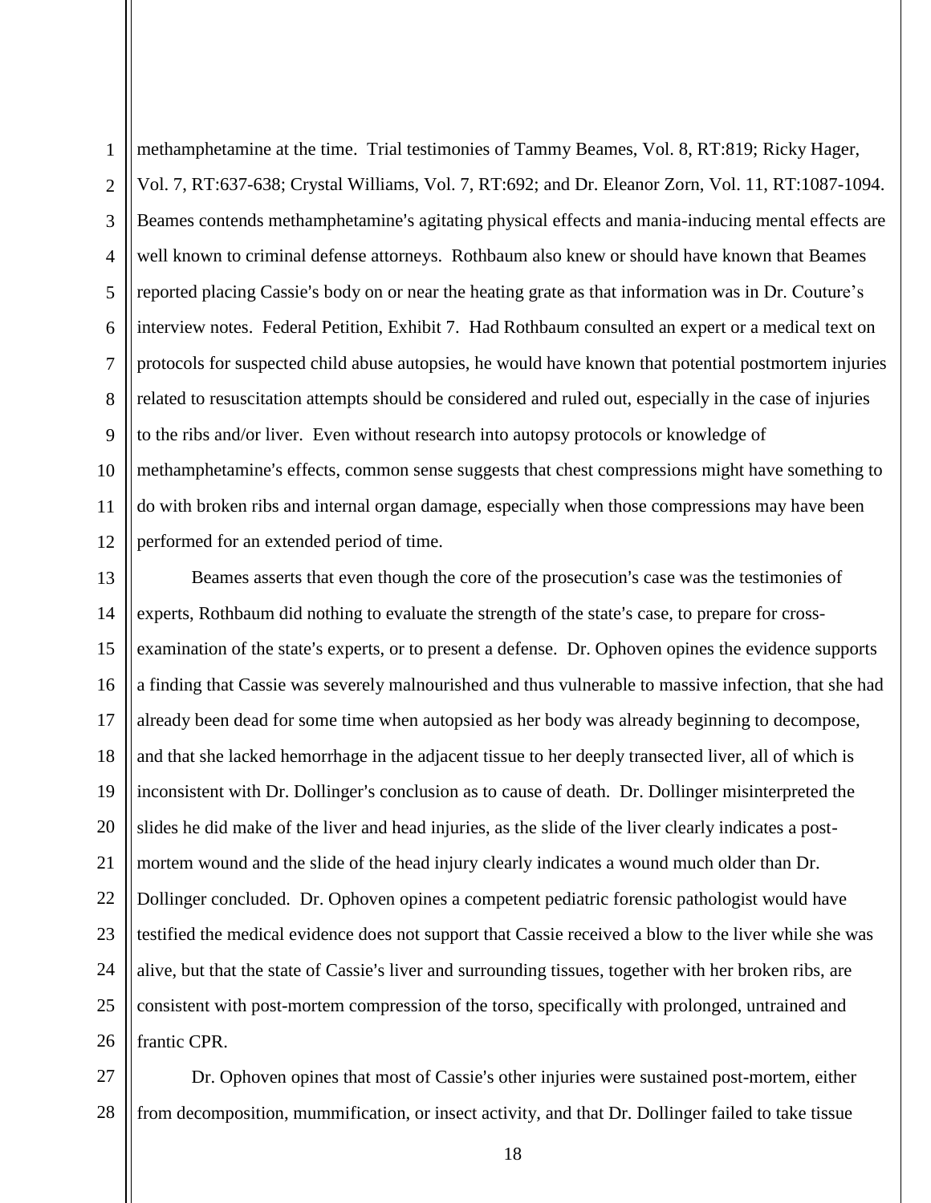methamphetamine at the time. Trial testimonies of Tammy Beames, Vol. 8, RT:819; Ricky Hager, Vol. 7, RT:637-638; Crystal Williams, Vol. 7, RT:692; and Dr. Eleanor Zorn, Vol. 11, RT:1087-1094. Beames contends methamphetamine's agitating physical effects and mania-inducing mental effects are well known to criminal defense attorneys. Rothbaum also knew or should have known that Beames reported placing Cassie's body on or near the heating grate as that information was in Dr. Couture's interview notes. Federal Petition, Exhibit 7. Had Rothbaum consulted an expert or a medical text on protocols for suspected child abuse autopsies, he would have known that potential postmortem injuries related to resuscitation attempts should be considered and ruled out, especially in the case of injuries to the ribs and/or liver. Even without research into autopsy protocols or knowledge of methamphetamine's effects, common sense suggests that chest compressions might have something to do with broken ribs and internal organ damage, especially when those compressions may have been performed for an extended period of time.

Beames asserts that even though the core of the prosecution's case was the testimonies of experts, Rothbaum did nothing to evaluate the strength of the state's case, to prepare for cross-examination of the state's experts, or to present a defense. Dr. Ophoven opines the evidence supports a finding that Cassie was severely malnourished and thus vulnerable to massive infection, that she had already been dead for some time when autopsied as her body was already beginning to decompose, and that she lacked hemorrhage in the adjacent tissue to her deeply transected liver, all of which is inconsistent with Dr. Dollinger's conclusion as to cause of death. Dr. Dollinger misinterpreted the slides he did make of the liver and head injuries, as the slide of the liver clearly indicates a post-mortem wound and the slide of the head injury clearly indicates a wound much older than Dr. Dollinger concluded. Dr. Ophoven opines a competent pediatric forensic pathologist would have testified the medical evidence does not support that Cassie received a blow to the liver while she was alive, but that the state of Cassie's liver and surrounding tissues, together with her broken ribs, are consistent with post-mortem compression of the torso, specifically with prolonged, untrained and frantic CPR.

Dr. Ophoven opines that most of Cassie's other injuries were sustained post-mortem, either from decomposition, mummification, or insect activity, and that Dr. Dollinger failed to take tissue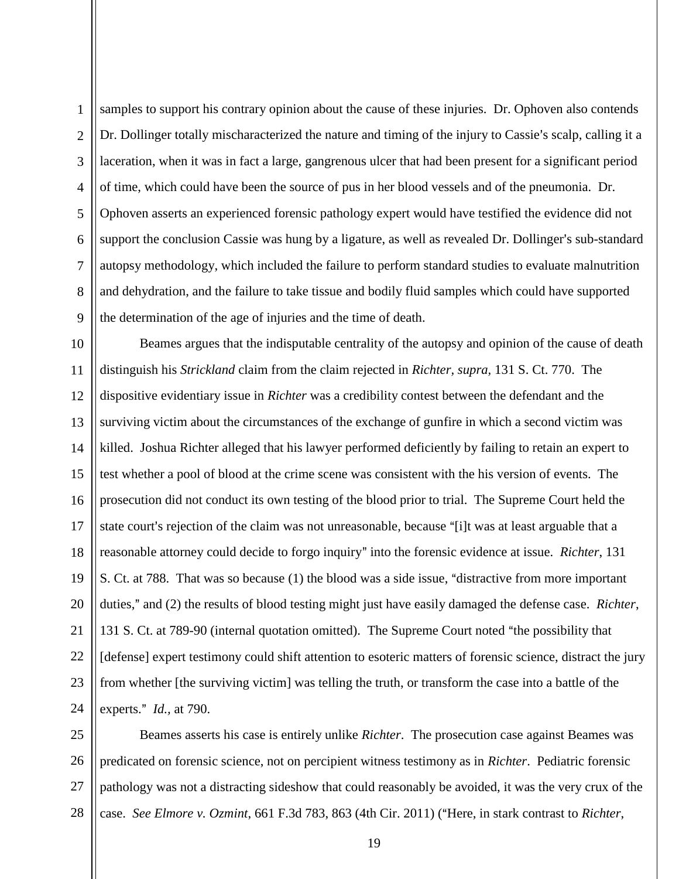samples to support his contrary opinion about the cause of these injuries. Dr. Ophoven also contends Dr. Dollinger totally mischaracterized the nature and timing of the injury to Cassie's scalp, calling it a laceration, when it was in fact a large, gangrenous ulcer that had been present for a significant period of time, which could have been the source of pus in her blood vessels and of the pneumonia. Dr. Ophoven asserts an experienced forensic pathology expert would have testified the evidence did not support the conclusion Cassie was hung by a ligature, as well as revealed Dr. Dollinger's sub-standard autopsy methodology, which included the failure to perform standard studies to evaluate malnutrition and dehydration, and the failure to take tissue and bodily fluid samples which could have supported the determination of the age of injuries and the time of death.

Beames argues that the indisputable centrality of the autopsy and opinion of the cause of death distinguish his *Strickland* claim from the claim rejected in *Richter*, *supra*, 131 S. Ct. 770. The dispositive evidentiary issue in *Richter* was a credibility contest between the defendant and the surviving victim about the circumstances of the exchange of gunfire in which a second victim was killed. Joshua Richter alleged that his lawyer performed deficiently by failing to retain an expert to test whether a pool of blood at the crime scene was consistent with the his version of events. The prosecution did not conduct its own testing of the blood prior to trial. The Supreme Court held the state court's rejection of the claim was not unreasonable, because "[i]t was at least arguable that a reasonable attorney could decide to forgo inquiry" into the forensic evidence at issue. *Richter*, 131 S. Ct. at 788. That was so because (1) the blood was a side issue, "distractive from more important duties," and (2) the results of blood testing might just have easily damaged the defense case. *Richter*, 131 S. Ct. at 789-90 (internal quotation omitted). The Supreme Court noted "the possibility that [defense] expert testimony could shift attention to esoteric matters of forensic science, distract the jury from whether [the surviving victim] was telling the truth, or transform the case into a battle of the experts." *Id.*, at 790.

Beames asserts his case is entirely unlike *Richter*. The prosecution case against Beames was predicated on forensic science, not on percipient witness testimony as in *Richter*. Pediatric forensic pathology was not a distracting sideshow that could reasonably be avoided, it was the very crux of the case. *See Elmore v. Ozmint*, 661 F.3d 783, 863 (4th Cir. 2011) ("Here, in stark contrast to *Richter*,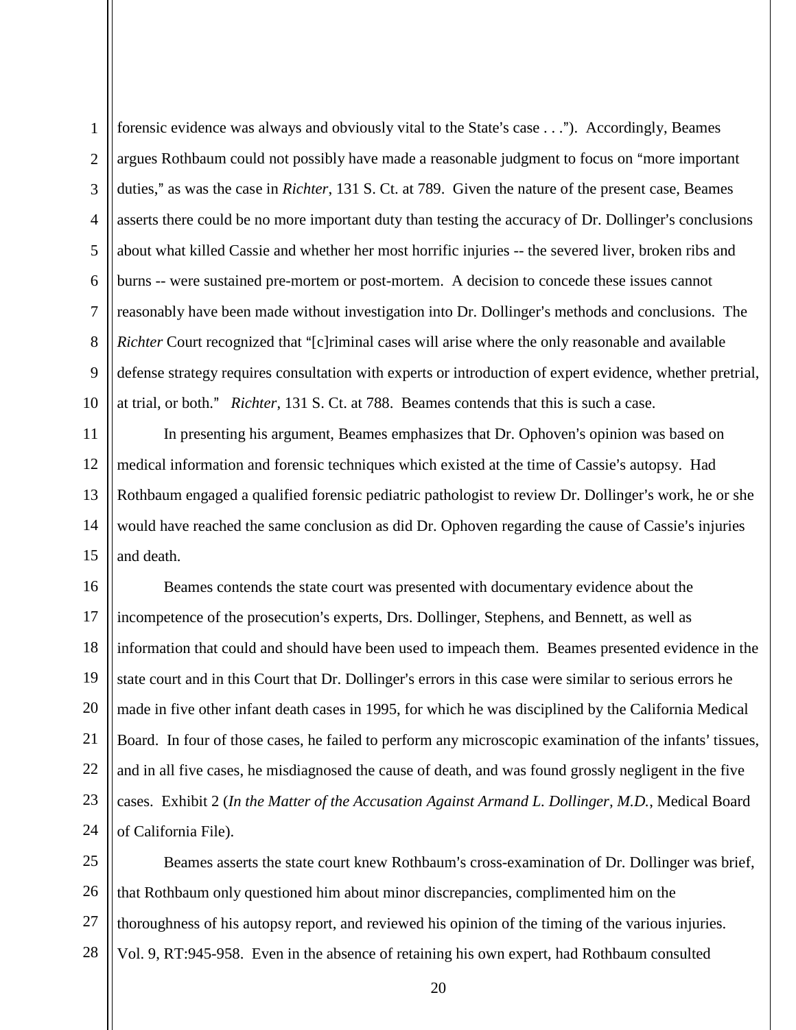forensic evidence was always and obviously vital to the State's case . . ."). Accordingly, Beames argues Rothbaum could not possibly have made a reasonable judgment to focus on "more important duties," as was the case in *Richter*, 131 S. Ct. at 789. Given the nature of the present case, Beames asserts there could be no more important duty than testing the accuracy of Dr. Dollinger's conclusions about what killed Cassie and whether her most horrific injuries -- the severed liver, broken ribs and burns -- were sustained pre-mortem or post-mortem. A decision to concede these issues cannot reasonably have been made without investigation into Dr. Dollinger's methods and conclusions. The *Richter* Court recognized that "[c]riminal cases will arise where the only reasonable and available defense strategy requires consultation with experts or introduction of expert evidence, whether pretrial, at trial, or both." *Richter*, 131 S. Ct. at 788. Beames contends that this is such a case.

In presenting his argument, Beames emphasizes that Dr. Ophoven's opinion was based on medical information and forensic techniques which existed at the time of Cassie's autopsy. Had Rothbaum engaged a qualified forensic pediatric pathologist to review Dr. Dollinger's work, he or she would have reached the same conclusion as did Dr. Ophoven regarding the cause of Cassie's injuries and death.

Beames contends the state court was presented with documentary evidence about the incompetence of the prosecution's experts, Drs. Dollinger, Stephens, and Bennett, as well as information that could and should have been used to impeach them. Beames presented evidence in the state court and in this Court that Dr. Dollinger's errors in this case were similar to serious errors he made in five other infant death cases in 1995, for which he was disciplined by the California Medical Board. In four of those cases, he failed to perform any microscopic examination of the infants' tissues, and in all five cases, he misdiagnosed the cause of death, and was found grossly negligent in the five cases. Exhibit 2 (*In the Matter of the Accusation Against Armand L. Dollinger, M.D.*, Medical Board of California File).

Beames asserts the state court knew Rothbaum's cross-examination of Dr. Dollinger was brief, that Rothbaum only questioned him about minor discrepancies, complimented him on the thoroughness of his autopsy report, and reviewed his opinion of the timing of the various injuries. Vol. 9, RT:945-958. Even in the absence of retaining his own expert, had Rothbaum consulted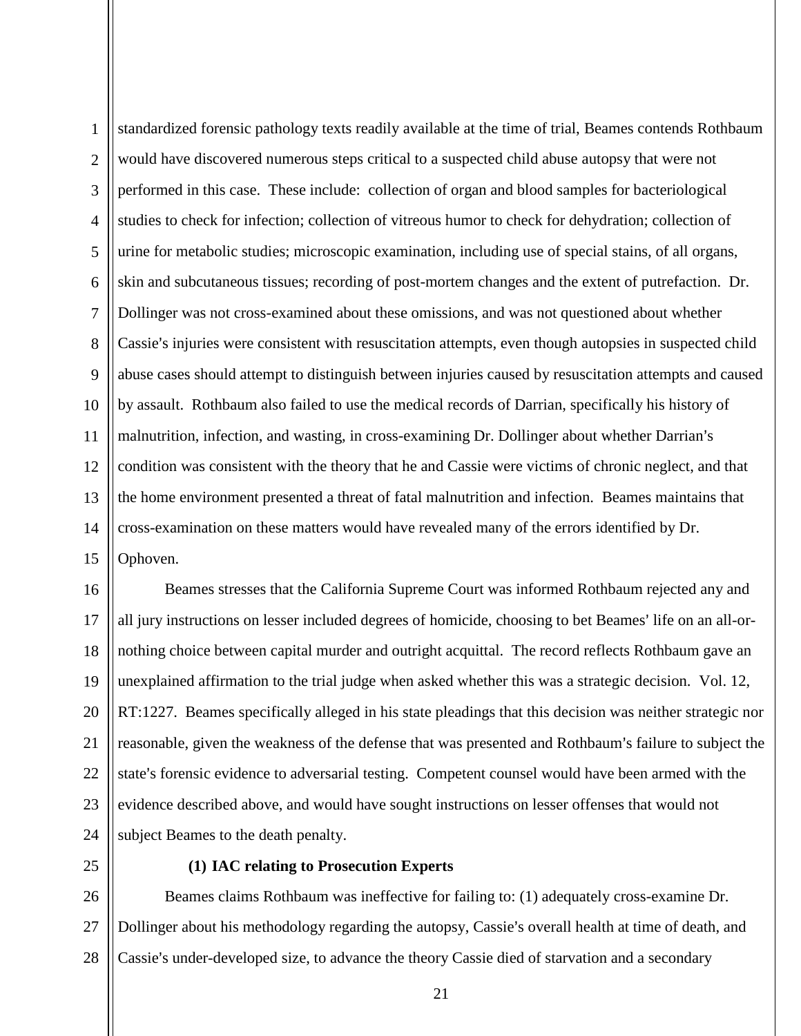standardized forensic pathology texts readily available at the time of trial, Beames contends Rothbaum would have discovered numerous steps critical to a suspected child abuse autopsy that were not performed in this case. These include: collection of organ and blood samples for bacteriological studies to check for infection; collection of vitreous humor to check for dehydration; collection of urine for metabolic studies; microscopic examination, including use of special stains, of all organs, skin and subcutaneous tissues; recording of post-mortem changes and the extent of putrefaction. Dr. Dollinger was not cross-examined about these omissions, and was not questioned about whether Cassie's injuries were consistent with resuscitation attempts, even though autopsies in suspected child abuse cases should attempt to distinguish between injuries caused by resuscitation attempts and caused by assault. Rothbaum also failed to use the medical records of Darrian, specifically his history of malnutrition, infection, and wasting, in cross-examining Dr. Dollinger about whether Darrian's condition was consistent with the theory that he and Cassie were victims of chronic neglect, and that the home environment presented a threat of fatal malnutrition and infection. Beames maintains that cross-examination on these matters would have revealed many of the errors identified by Dr. Ophoven.

Beames stresses that the California Supreme Court was informed Rothbaum rejected any and all jury instructions on lesser included degrees of homicide, choosing to bet Beames' life on an all-or-nothing choice between capital murder and outright acquittal. The record reflects Rothbaum gave an unexplained affirmation to the trial judge when asked whether this was a strategic decision. Vol. 12, RT:1227. Beames specifically alleged in his state pleadings that this decision was neither strategic nor reasonable, given the weakness of the defense that was presented and Rothbaum's failure to subject the state's forensic evidence to adversarial testing. Competent counsel would have been armed with the evidence described above, and would have sought instructions on lesser offenses that would not subject Beames to the death penalty.

**(1) IAC relating to Prosecution Experts**

Beames claims Rothbaum was ineffective for failing to: (1) adequately cross-examine Dr. Dollinger about his methodology regarding the autopsy, Cassie's overall health at time of death, and Cassie's under-developed size, to advance the theory Cassie died of starvation and a secondary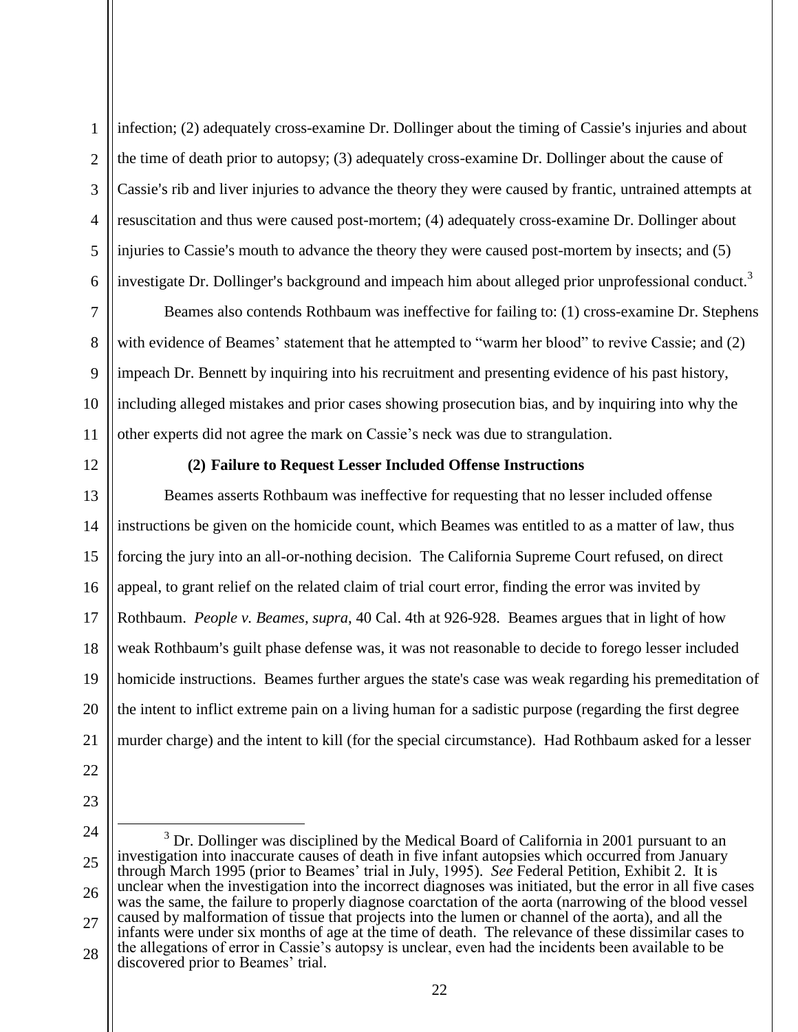infection; (2) adequately cross-examine Dr. Dollinger about the timing of Cassie's injuries and about the time of death prior to autopsy; (3) adequately cross-examine Dr. Dollinger about the cause of Cassie's rib and liver injuries to advance the theory they were caused by frantic, untrained attempts at resuscitation and thus were caused post-mortem; (4) adequately cross-examine Dr. Dollinger about injuries to Cassie's mouth to advance the theory they were caused post-mortem by insects; and (5) investigate Dr. Dollinger's background and impeach him about alleged prior unprofessional conduct.[3]

Beames also contends Rothbaum was ineffective for failing to: (1) cross-examine Dr. Stephens with evidence of Beames' statement that he attempted to "warm her blood" to revive Cassie; and (2) impeach Dr. Bennett by inquiring into his recruitment and presenting evidence of his past history, including alleged mistakes and prior cases showing prosecution bias, and by inquiring into why the other experts did not agree the mark on Cassie's neck was due to strangulation.

**(2) Failure to Request Lesser Included Offense Instructions**

Beames asserts Rothbaum was ineffective for requesting that no lesser included offense instructions be given on the homicide count, which Beames was entitled to as a matter of law, thus forcing the jury into an all-or-nothing decision. The California Supreme Court refused, on direct appeal, to grant relief on the related claim of trial court error, finding the error was invited by Rothbaum. *People v. Beames*, *supra*, 40 Cal. 4th at 926-928. Beames argues that in light of how weak Rothbaum's guilt phase defense was, it was not reasonable to decide to forego lesser included homicide instructions. Beames further argues the state's case was weak regarding his premeditation of the intent to inflict extreme pain on a living human for a sadistic purpose (regarding the first degree murder charge) and the intent to kill (for the special circumstance). Had Rothbaum asked for a lesser

[3] Dr. Dollinger was disciplined by the Medical Board of California in 2001 pursuant to an investigation into inaccurate causes of death in five infant autopsies which occurred from January through March 1995 (prior to Beames' trial in July, 1995). *See* Federal Petition, Exhibit 2. It is unclear when the investigation into the incorrect diagnoses was initiated, but the error in all five cases was the same, the failure to properly diagnose coarctation of the aorta (narrowing of the blood vessel caused by malformation of tissue that projects into the lumen or channel of the aorta), and all the infants were under six months of age at the time of death. The relevance of these dissimilar cases to the allegations of error in Cassie's autopsy is unclear, even had the incidents been available to be discovered prior to Beames' trial.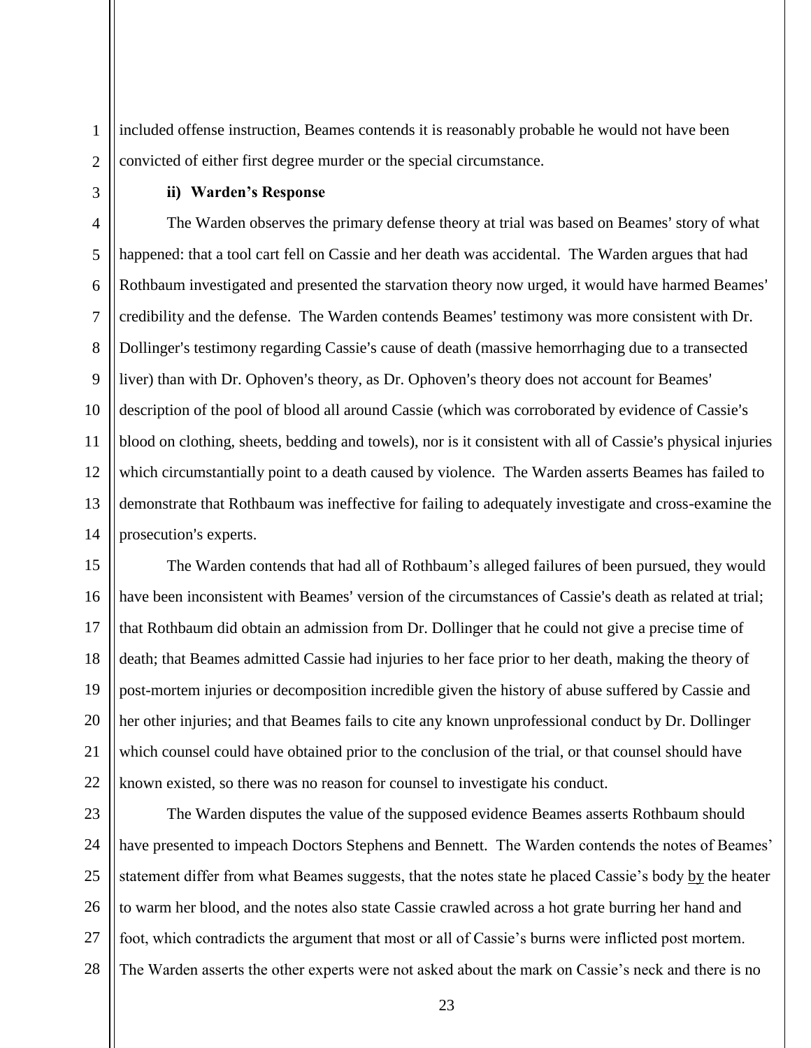included offense instruction, Beames contends it is reasonably probable he would not have been convicted of either first degree murder or the special circumstance.

**ii) Warden's Response**

The Warden observes the primary defense theory at trial was based on Beames' story of what happened: that a tool cart fell on Cassie and her death was accidental. The Warden argues that had Rothbaum investigated and presented the starvation theory now urged, it would have harmed Beames' credibility and the defense. The Warden contends Beames' testimony was more consistent with Dr. Dollinger's testimony regarding Cassie's cause of death (massive hemorrhaging due to a transected liver) than with Dr. Ophoven's theory, as Dr. Ophoven's theory does not account for Beames' description of the pool of blood all around Cassie (which was corroborated by evidence of Cassie's blood on clothing, sheets, bedding and towels), nor is it consistent with all of Cassie's physical injuries which circumstantially point to a death caused by violence. The Warden asserts Beames has failed to demonstrate that Rothbaum was ineffective for failing to adequately investigate and cross-examine the prosecution's experts.

The Warden contends that had all of Rothbaum's alleged failures of been pursued, they would have been inconsistent with Beames' version of the circumstances of Cassie's death as related at trial; that Rothbaum did obtain an admission from Dr. Dollinger that he could not give a precise time of death; that Beames admitted Cassie had injuries to her face prior to her death, making the theory of post-mortem injuries or decomposition incredible given the history of abuse suffered by Cassie and her other injuries; and that Beames fails to cite any known unprofessional conduct by Dr. Dollinger which counsel could have obtained prior to the conclusion of the trial, or that counsel should have known existed, so there was no reason for counsel to investigate his conduct.

The Warden disputes the value of the supposed evidence Beames asserts Rothbaum should have presented to impeach Doctors Stephens and Bennett. The Warden contends the notes of Beames' statement differ from what Beames suggests, that the notes state he placed Cassie's body <u>by</u> the heater to warm her blood, and the notes also state Cassie crawled across a hot grate burring her hand and foot, which contradicts the argument that most or all of Cassie's burns were inflicted post mortem. The Warden asserts the other experts were not asked about the mark on Cassie's neck and there is no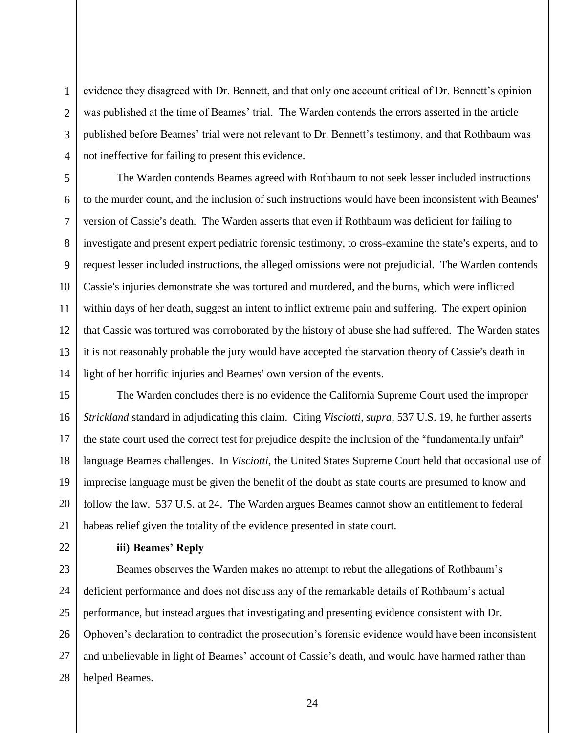evidence they disagreed with Dr. Bennett, and that only one account critical of Dr. Bennett's opinion was published at the time of Beames' trial. The Warden contends the errors asserted in the article published before Beames' trial were not relevant to Dr. Bennett's testimony, and that Rothbaum was not ineffective for failing to present this evidence.

The Warden contends Beames agreed with Rothbaum to not seek lesser included instructions to the murder count, and the inclusion of such instructions would have been inconsistent with Beames' version of Cassie's death. The Warden asserts that even if Rothbaum was deficient for failing to investigate and present expert pediatric forensic testimony, to cross-examine the state's experts, and to request lesser included instructions, the alleged omissions were not prejudicial. The Warden contends Cassie's injuries demonstrate she was tortured and murdered, and the burns, which were inflicted within days of her death, suggest an intent to inflict extreme pain and suffering. The expert opinion that Cassie was tortured was corroborated by the history of abuse she had suffered. The Warden states it is not reasonably probable the jury would have accepted the starvation theory of Cassie's death in light of her horrific injuries and Beames' own version of the events.

The Warden concludes there is no evidence the California Supreme Court used the improper *Strickland* standard in adjudicating this claim. Citing *Visciotti*, *supra*, 537 U.S. 19, he further asserts the state court used the correct test for prejudice despite the inclusion of the "fundamentally unfair" language Beames challenges. In *Visciotti*, the United States Supreme Court held that occasional use of imprecise language must be given the benefit of the doubt as state courts are presumed to know and follow the law. 537 U.S. at 24. The Warden argues Beames cannot show an entitlement to federal habeas relief given the totality of the evidence presented in state court.

**iii) Beames' Reply**

Beames observes the Warden makes no attempt to rebut the allegations of Rothbaum's deficient performance and does not discuss any of the remarkable details of Rothbaum's actual performance, but instead argues that investigating and presenting evidence consistent with Dr. Ophoven's declaration to contradict the prosecution's forensic evidence would have been inconsistent and unbelievable in light of Beames' account of Cassie's death, and would have harmed rather than helped Beames.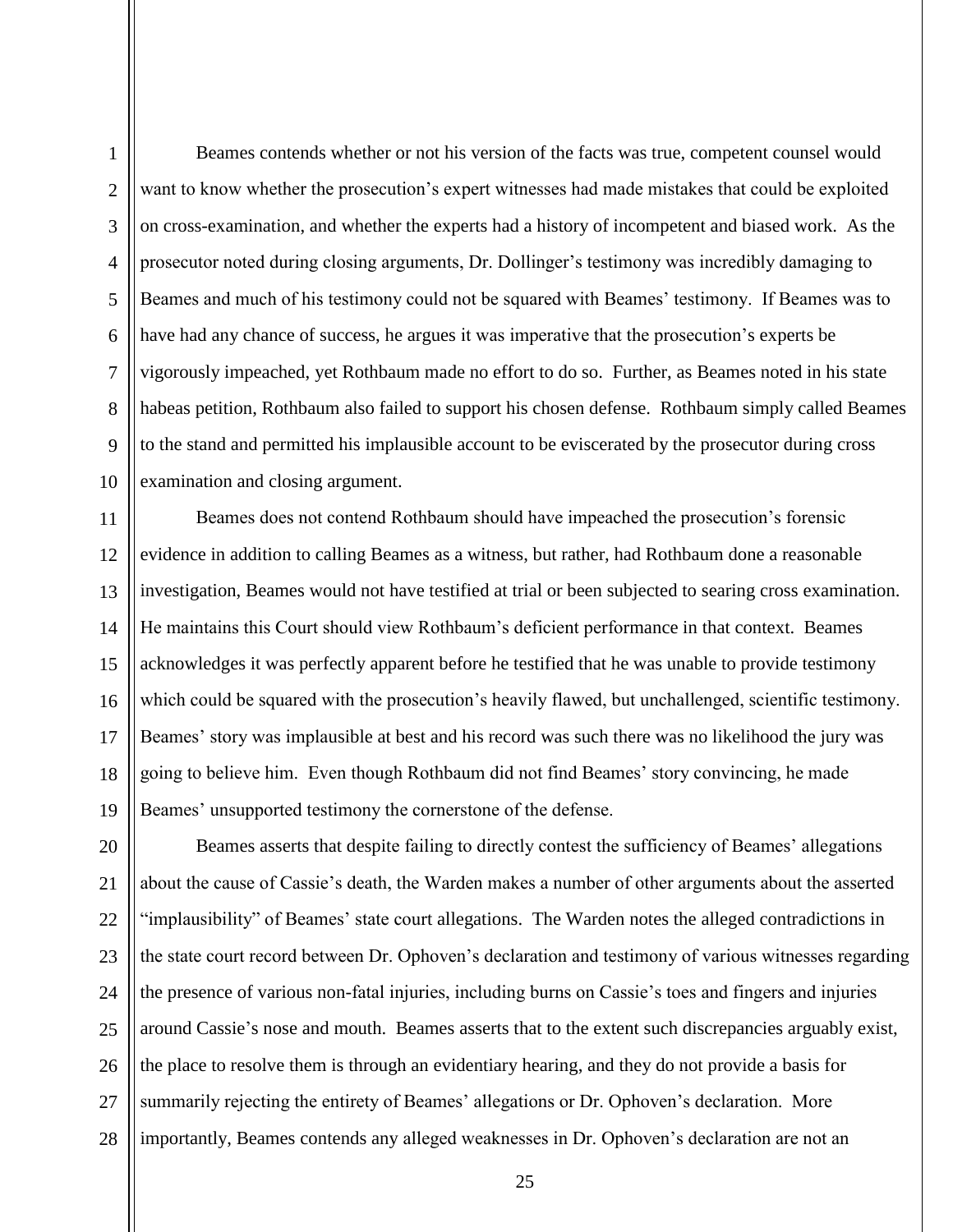Beames contends whether or not his version of the facts was true, competent counsel would want to know whether the prosecution's expert witnesses had made mistakes that could be exploited on cross-examination, and whether the experts had a history of incompetent and biased work. As the prosecutor noted during closing arguments, Dr. Dollinger's testimony was incredibly damaging to Beames and much of his testimony could not be squared with Beames' testimony. If Beames was to have had any chance of success, he argues it was imperative that the prosecution's experts be vigorously impeached, yet Rothbaum made no effort to do so. Further, as Beames noted in his state habeas petition, Rothbaum also failed to support his chosen defense. Rothbaum simply called Beames to the stand and permitted his implausible account to be eviscerated by the prosecutor during cross examination and closing argument.

Beames does not contend Rothbaum should have impeached the prosecution's forensic evidence in addition to calling Beames as a witness, but rather, had Rothbaum done a reasonable investigation, Beames would not have testified at trial or been subjected to searing cross examination. He maintains this Court should view Rothbaum's deficient performance in that context. Beames acknowledges it was perfectly apparent before he testified that he was unable to provide testimony which could be squared with the prosecution's heavily flawed, but unchallenged, scientific testimony. Beames' story was implausible at best and his record was such there was no likelihood the jury was going to believe him. Even though Rothbaum did not find Beames' story convincing, he made Beames' unsupported testimony the cornerstone of the defense.

Beames asserts that despite failing to directly contest the sufficiency of Beames' allegations about the cause of Cassie's death, the Warden makes a number of other arguments about the asserted "implausibility" of Beames' state court allegations. The Warden notes the alleged contradictions in the state court record between Dr. Ophoven's declaration and testimony of various witnesses regarding the presence of various non-fatal injuries, including burns on Cassie's toes and fingers and injuries around Cassie's nose and mouth. Beames asserts that to the extent such discrepancies arguably exist, the place to resolve them is through an evidentiary hearing, and they do not provide a basis for summarily rejecting the entirety of Beames' allegations or Dr. Ophoven's declaration. More importantly, Beames contends any alleged weaknesses in Dr. Ophoven's declaration are not an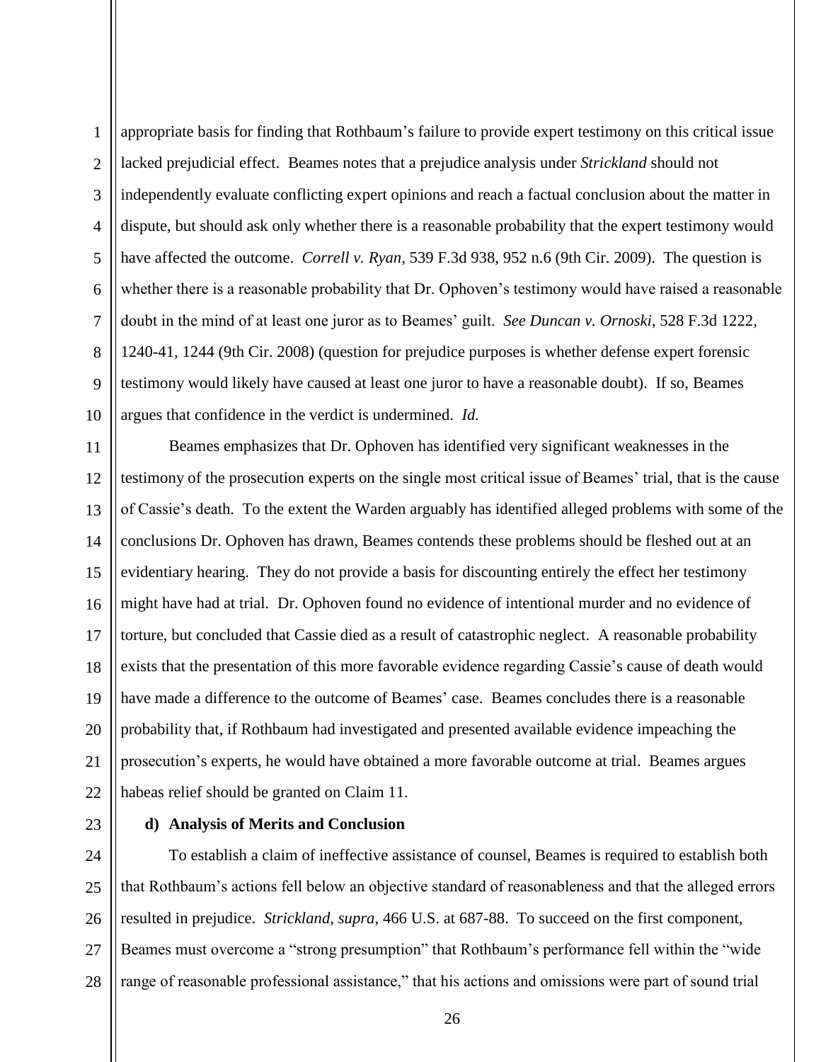appropriate basis for finding that Rothbaum's failure to provide expert testimony on this critical issue lacked prejudicial effect. Beames notes that a prejudice analysis under *Strickland* should not independently evaluate conflicting expert opinions and reach a factual conclusion about the matter in dispute, but should ask only whether there is a reasonable probability that the expert testimony would have affected the outcome. *Correll v. Ryan*, 539 F.3d 938, 952 n.6 (9th Cir. 2009). The question is whether there is a reasonable probability that Dr. Ophoven's testimony would have raised a reasonable doubt in the mind of at least one juror as to Beames' guilt. *See Duncan v. Ornoski*, 528 F.3d 1222, 1240-41, 1244 (9th Cir. 2008) (question for prejudice purposes is whether defense expert forensic testimony would likely have caused at least one juror to have a reasonable doubt). If so, Beames argues that confidence in the verdict is undermined. *Id.*

Beames emphasizes that Dr. Ophoven has identified very significant weaknesses in the testimony of the prosecution experts on the single most critical issue of Beames' trial, that is the cause of Cassie's death. To the extent the Warden arguably has identified alleged problems with some of the conclusions Dr. Ophoven has drawn, Beames contends these problems should be fleshed out at an evidentiary hearing. They do not provide a basis for discounting entirely the effect her testimony might have had at trial. Dr. Ophoven found no evidence of intentional murder and no evidence of torture, but concluded that Cassie died as a result of catastrophic neglect. A reasonable probability exists that the presentation of this more favorable evidence regarding Cassie's cause of death would have made a difference to the outcome of Beames' case. Beames concludes there is a reasonable probability that, if Rothbaum had investigated and presented available evidence impeaching the prosecution's experts, he would have obtained a more favorable outcome at trial. Beames argues habeas relief should be granted on Claim 11.

**d) Analysis of Merits and Conclusion**

To establish a claim of ineffective assistance of counsel, Beames is required to establish both that Rothbaum's actions fell below an objective standard of reasonableness and that the alleged errors resulted in prejudice. *Strickland, supra*, 466 U.S. at 687-88. To succeed on the first component, Beames must overcome a "strong presumption" that Rothbaum's performance fell within the "wide range of reasonable professional assistance," that his actions and omissions were part of sound trial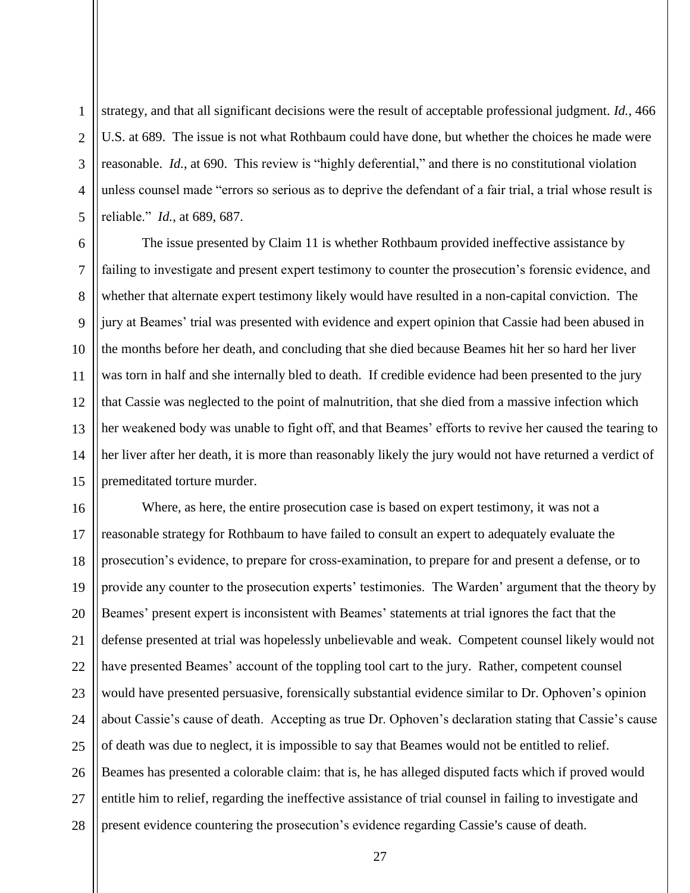strategy, and that all significant decisions were the result of acceptable professional judgment. *Id.*, 466 U.S. at 689. The issue is not what Rothbaum could have done, but whether the choices he made were reasonable. *Id.*, at 690. This review is "highly deferential," and there is no constitutional violation unless counsel made "errors so serious as to deprive the defendant of a fair trial, a trial whose result is reliable." *Id.*, at 689, 687.

The issue presented by Claim 11 is whether Rothbaum provided ineffective assistance by failing to investigate and present expert testimony to counter the prosecution's forensic evidence, and whether that alternate expert testimony likely would have resulted in a non-capital conviction. The jury at Beames' trial was presented with evidence and expert opinion that Cassie had been abused in the months before her death, and concluding that she died because Beames hit her so hard her liver was torn in half and she internally bled to death. If credible evidence had been presented to the jury that Cassie was neglected to the point of malnutrition, that she died from a massive infection which her weakened body was unable to fight off, and that Beames' efforts to revive her caused the tearing to her liver after her death, it is more than reasonably likely the jury would not have returned a verdict of premeditated torture murder.

Where, as here, the entire prosecution case is based on expert testimony, it was not a reasonable strategy for Rothbaum to have failed to consult an expert to adequately evaluate the prosecution's evidence, to prepare for cross-examination, to prepare for and present a defense, or to provide any counter to the prosecution experts' testimonies. The Warden' argument that the theory by Beames' present expert is inconsistent with Beames' statements at trial ignores the fact that the defense presented at trial was hopelessly unbelievable and weak. Competent counsel likely would not have presented Beames' account of the toppling tool cart to the jury. Rather, competent counsel would have presented persuasive, forensically substantial evidence similar to Dr. Ophoven's opinion about Cassie's cause of death. Accepting as true Dr. Ophoven's declaration stating that Cassie's cause of death was due to neglect, it is impossible to say that Beames would not be entitled to relief. Beames has presented a colorable claim: that is, he has alleged disputed facts which if proved would entitle him to relief, regarding the ineffective assistance of trial counsel in failing to investigate and present evidence countering the prosecution's evidence regarding Cassie's cause of death.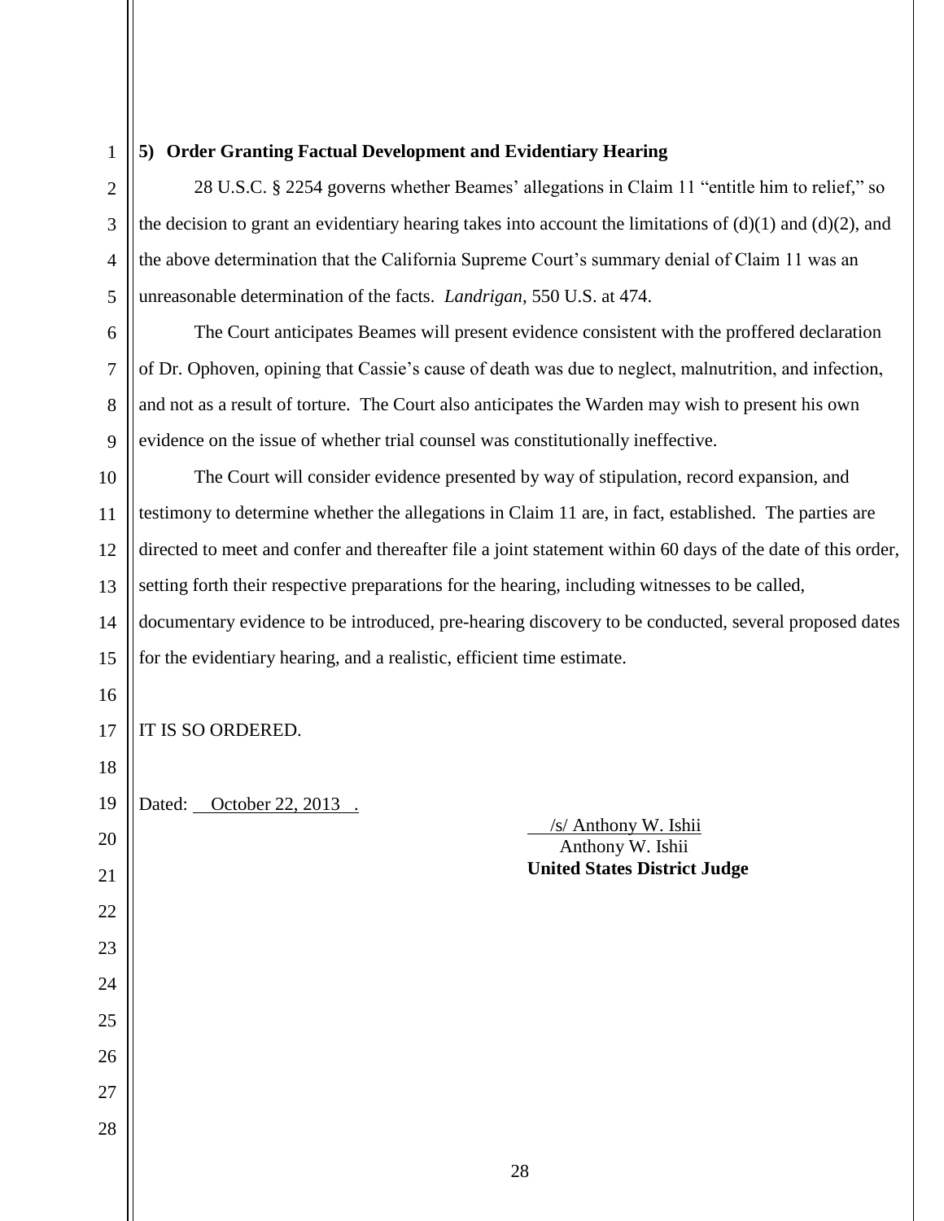**5) Order Granting Factual Development and Evidentiary Hearing**

28 U.S.C. § 2254 governs whether Beames' allegations in Claim 11 "entitle him to relief," so the decision to grant an evidentiary hearing takes into account the limitations of (d)(1) and (d)(2), and the above determination that the California Supreme Court's summary denial of Claim 11 was an unreasonable determination of the facts. *Landrigan*, 550 U.S. at 474.

The Court anticipates Beames will present evidence consistent with the proffered declaration of Dr. Ophoven, opining that Cassie's cause of death was due to neglect, malnutrition, and infection, and not as a result of torture. The Court also anticipates the Warden may wish to present his own evidence on the issue of whether trial counsel was constitutionally ineffective.

The Court will consider evidence presented by way of stipulation, record expansion, and testimony to determine whether the allegations in Claim 11 are, in fact, established. The parties are directed to meet and confer and thereafter file a joint statement within 60 days of the date of this order, setting forth their respective preparations for the hearing, including witnesses to be called, documentary evidence to be introduced, pre-hearing discovery to be conducted, several proposed dates for the evidentiary hearing, and a realistic, efficient time estimate.

IT IS SO ORDERED.

Dated: October 22, 2013 .

/s/ Anthony W. Ishii
Anthony W. Ishii
**United States District Judge**